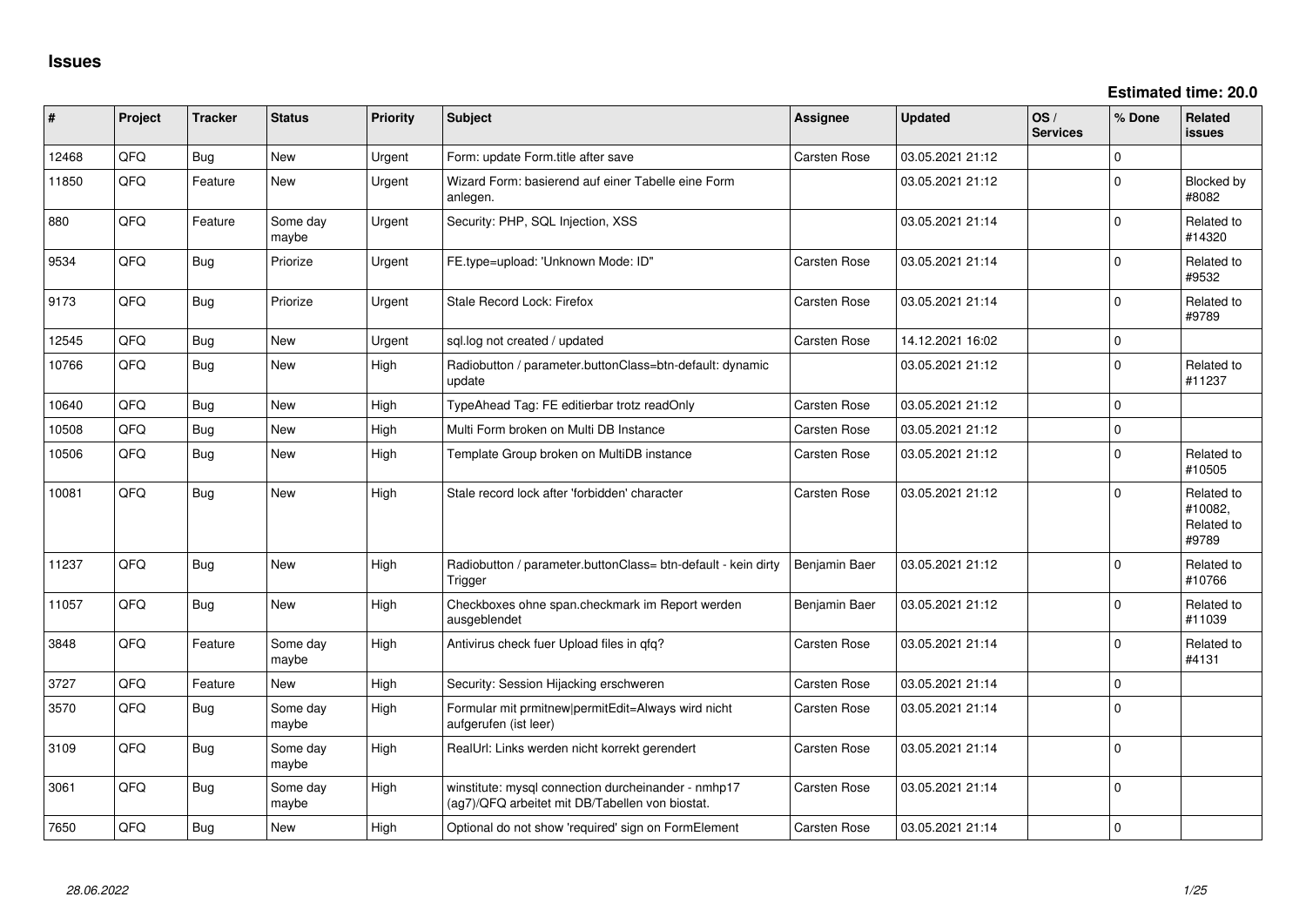# Issues

**Estimated time: 20.0**

| # | Project | Tracker | Status | Priority | Subject | Assignee | Updated | OS / Services | % Done | Related issues |
|---|---|---|---|---|---|---|---|---|---|---|
| 12468 | QFQ | Bug | New | Urgent | Form: update Form.title after save | Carsten Rose | 03.05.2021 21:12 | | 0 | |
| 11850 | QFQ | Feature | New | Urgent | Wizard Form: basierend auf einer Tabelle eine Form anlegen. | | 03.05.2021 21:12 | | 0 | Blocked by #8082 |
| 880 | QFQ | Feature | Some day maybe | Urgent | Security: PHP, SQL Injection, XSS | | 03.05.2021 21:14 | | 0 | Related to #14320 |
| 9534 | QFQ | Bug | Priorize | Urgent | FE.type=upload: 'Unknown Mode: ID" | Carsten Rose | 03.05.2021 21:14 | | 0 | Related to #9532 |
| 9173 | QFQ | Bug | Priorize | Urgent | Stale Record Lock: Firefox | Carsten Rose | 03.05.2021 21:14 | | 0 | Related to #9789 |
| 12545 | QFQ | Bug | New | Urgent | sql.log not created / updated | Carsten Rose | 14.12.2021 16:02 | | 0 | |
| 10766 | QFQ | Bug | New | High | Radiobutton / parameter.buttonClass=btn-default: dynamic update | | 03.05.2021 21:12 | | 0 | Related to #11237 |
| 10640 | QFQ | Bug | New | High | TypeAhead Tag: FE editierbar trotz readOnly | Carsten Rose | 03.05.2021 21:12 | | 0 | |
| 10508 | QFQ | Bug | New | High | Multi Form broken on Multi DB Instance | Carsten Rose | 03.05.2021 21:12 | | 0 | |
| 10506 | QFQ | Bug | New | High | Template Group broken on MultiDB instance | Carsten Rose | 03.05.2021 21:12 | | 0 | Related to #10505 |
| 10081 | QFQ | Bug | New | High | Stale record lock after 'forbidden' character | Carsten Rose | 03.05.2021 21:12 | | 0 | Related to #10082, Related to #9789 |
| 11237 | QFQ | Bug | New | High | Radiobutton / parameter.buttonClass= btn-default - kein dirty Trigger | Benjamin Baer | 03.05.2021 21:12 | | 0 | Related to #10766 |
| 11057 | QFQ | Bug | New | High | Checkboxes ohne span.checkmark im Report werden ausgeblendet | Benjamin Baer | 03.05.2021 21:12 | | 0 | Related to #11039 |
| 3848 | QFQ | Feature | Some day maybe | High | Antivirus check fuer Upload files in qfq? | Carsten Rose | 03.05.2021 21:14 | | 0 | Related to #4131 |
| 3727 | QFQ | Feature | New | High | Security: Session Hijacking erschweren | Carsten Rose | 03.05.2021 21:14 | | 0 | |
| 3570 | QFQ | Bug | Some day maybe | High | Formular mit prmitnew\|permitEdit=Always wird nicht aufgerufen (ist leer) | Carsten Rose | 03.05.2021 21:14 | | 0 | |
| 3109 | QFQ | Bug | Some day maybe | High | RealUrl: Links werden nicht korrekt gerendert | Carsten Rose | 03.05.2021 21:14 | | 0 | |
| 3061 | QFQ | Bug | Some day maybe | High | winstitute: mysql connection durcheinander - nmhp17 (ag7)/QFQ arbeitet mit DB/Tabellen von biostat. | Carsten Rose | 03.05.2021 21:14 | | 0 | |
| 7650 | QFQ | Bug | New | High | Optional do not show 'required' sign on FormElement | Carsten Rose | 03.05.2021 21:14 | | 0 | |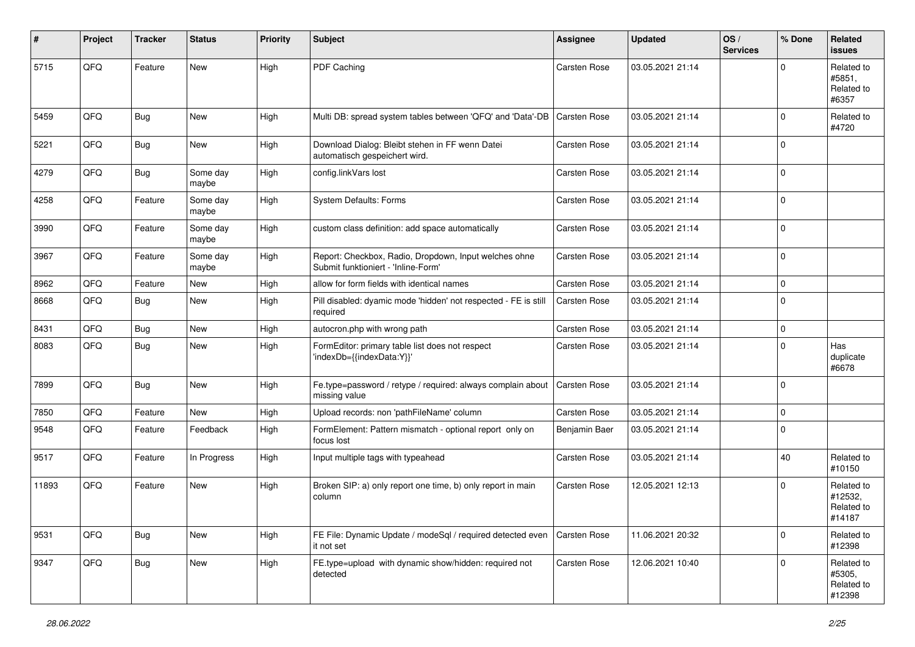| # | Project | Tracker | Status | Priority | Subject | Assignee | Updated | OS / Services | % Done | Related issues |
|---|---|---|---|---|---|---|---|---|---|---|
| 5715 | QFQ | Feature | New | High | PDF Caching | Carsten Rose | 03.05.2021 21:14 | | 0 | Related to #5851, Related to #6357 |
| 5459 | QFQ | Bug | New | High | Multi DB: spread system tables between 'QFQ' and 'Data'-DB | Carsten Rose | 03.05.2021 21:14 | | 0 | Related to #4720 |
| 5221 | QFQ | Bug | New | High | Download Dialog: Bleibt stehen in FF wenn Datei automatisch gespeichert wird. | Carsten Rose | 03.05.2021 21:14 | | 0 | |
| 4279 | QFQ | Bug | Some day maybe | High | config.linkVars lost | Carsten Rose | 03.05.2021 21:14 | | 0 | |
| 4258 | QFQ | Feature | Some day maybe | High | System Defaults: Forms | Carsten Rose | 03.05.2021 21:14 | | 0 | |
| 3990 | QFQ | Feature | Some day maybe | High | custom class definition: add space automatically | Carsten Rose | 03.05.2021 21:14 | | 0 | |
| 3967 | QFQ | Feature | Some day maybe | High | Report: Checkbox, Radio, Dropdown, Input welches ohne Submit funktioniert - 'Inline-Form' | Carsten Rose | 03.05.2021 21:14 | | 0 | |
| 8962 | QFQ | Feature | New | High | allow for form fields with identical names | Carsten Rose | 03.05.2021 21:14 | | 0 | |
| 8668 | QFQ | Bug | New | High | Pill disabled: dyamic mode 'hidden' not respected - FE is still required | Carsten Rose | 03.05.2021 21:14 | | 0 | |
| 8431 | QFQ | Bug | New | High | autocron.php with wrong path | Carsten Rose | 03.05.2021 21:14 | | 0 | |
| 8083 | QFQ | Bug | New | High | FormEditor: primary table list does not respect 'indexDb={{indexData:Y}}' | Carsten Rose | 03.05.2021 21:14 | | 0 | Has duplicate #6678 |
| 7899 | QFQ | Bug | New | High | Fe.type=password / retype / required: always complain about missing value | Carsten Rose | 03.05.2021 21:14 | | 0 | |
| 7850 | QFQ | Feature | New | High | Upload records: non 'pathFileName' column | Carsten Rose | 03.05.2021 21:14 | | 0 | |
| 9548 | QFQ | Feature | Feedback | High | FormElement: Pattern mismatch - optional report only on focus lost | Benjamin Baer | 03.05.2021 21:14 | | 0 | |
| 9517 | QFQ | Feature | In Progress | High | Input multiple tags with typeahead | Carsten Rose | 03.05.2021 21:14 | | 40 | Related to #10150 |
| 11893 | QFQ | Feature | New | High | Broken SIP: a) only report one time, b) only report in main column | Carsten Rose | 12.05.2021 12:13 | | 0 | Related to #12532, Related to #14187 |
| 9531 | QFQ | Bug | New | High | FE File: Dynamic Update / modeSql / required detected even it not set | Carsten Rose | 11.06.2021 20:32 | | 0 | Related to #12398 |
| 9347 | QFQ | Bug | New | High | FE.type=upload with dynamic show/hidden: required not detected | Carsten Rose | 12.06.2021 10:40 | | 0 | Related to #5305, Related to #12398 |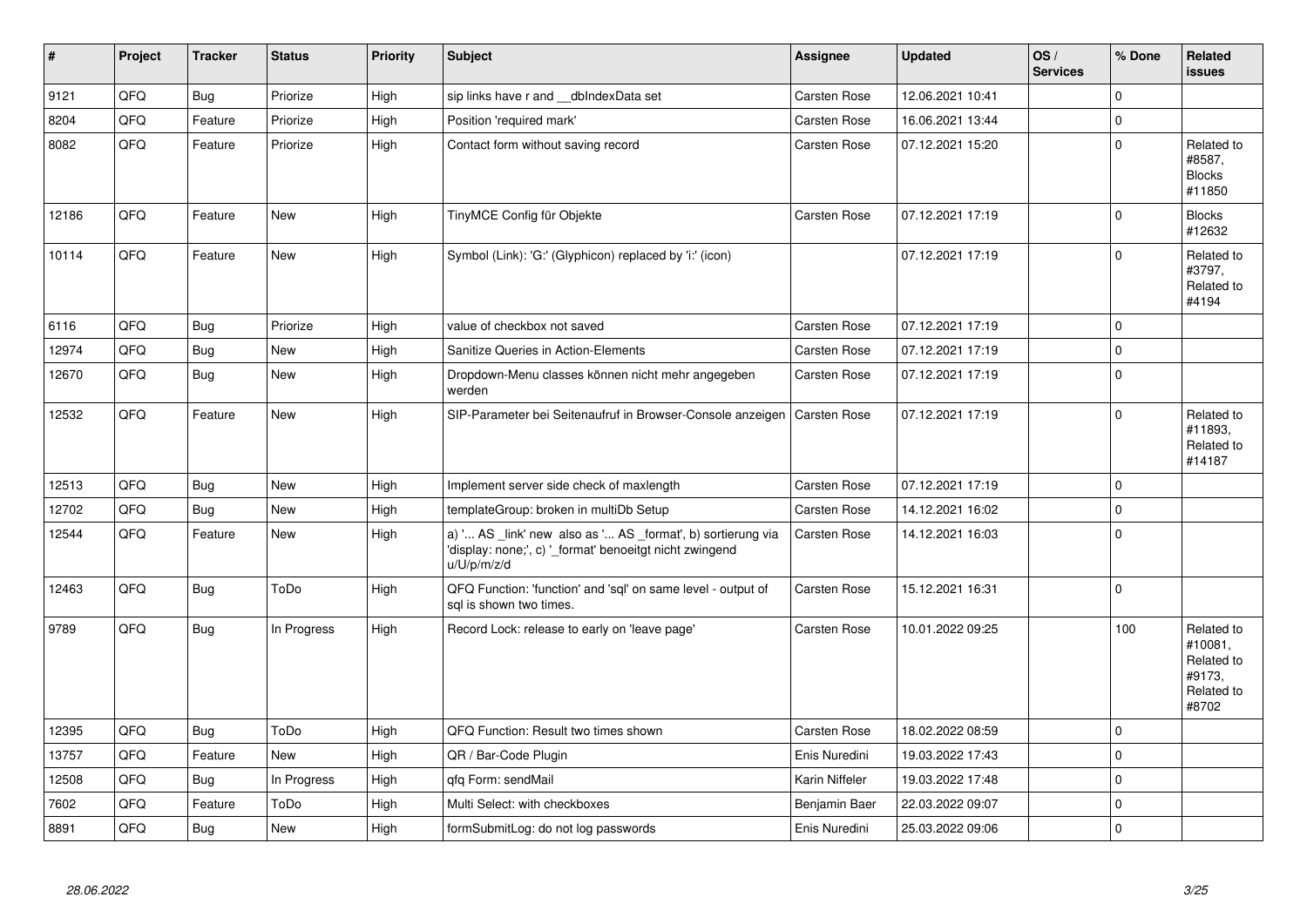| # | Project | Tracker | Status | Priority | Subject | Assignee | Updated | OS / Services | % Done | Related issues |
|---|---|---|---|---|---|---|---|---|---|---|
| 9121 | QFQ | Bug | Priorize | High | sip links have r and __dbIndexData set | Carsten Rose | 12.06.2021 10:41 | | 0 | |
| 8204 | QFQ | Feature | Priorize | High | Position 'required mark' | Carsten Rose | 16.06.2021 13:44 | | 0 | |
| 8082 | QFQ | Feature | Priorize | High | Contact form without saving record | Carsten Rose | 07.12.2021 15:20 | | 0 | Related to #8587, Blocks #11850 |
| 12186 | QFQ | Feature | New | High | TinyMCE Config für Objekte | Carsten Rose | 07.12.2021 17:19 | | 0 | Blocks #12632 |
| 10114 | QFQ | Feature | New | High | Symbol (Link): 'G:' (Glyphicon) replaced by 'i:' (icon) | | 07.12.2021 17:19 | | 0 | Related to #3797, Related to #4194 |
| 6116 | QFQ | Bug | Priorize | High | value of checkbox not saved | Carsten Rose | 07.12.2021 17:19 | | 0 | |
| 12974 | QFQ | Bug | New | High | Sanitize Queries in Action-Elements | Carsten Rose | 07.12.2021 17:19 | | 0 | |
| 12670 | QFQ | Bug | New | High | Dropdown-Menu classes können nicht mehr angegeben werden | Carsten Rose | 07.12.2021 17:19 | | 0 | |
| 12532 | QFQ | Feature | New | High | SIP-Parameter bei Seitenaufruf in Browser-Console anzeigen | Carsten Rose | 07.12.2021 17:19 | | 0 | Related to #11893, Related to #14187 |
| 12513 | QFQ | Bug | New | High | Implement server side check of maxlength | Carsten Rose | 07.12.2021 17:19 | | 0 | |
| 12702 | QFQ | Bug | New | High | templateGroup: broken in multiDb Setup | Carsten Rose | 14.12.2021 16:02 | | 0 | |
| 12544 | QFQ | Feature | New | High | a) '... AS _link' new also as '... AS _format', b) sortierung via 'display: none;', c) '_format' benoeitgt nicht zwingend u/U/p/m/z/d | Carsten Rose | 14.12.2021 16:03 | | 0 | |
| 12463 | QFQ | Bug | ToDo | High | QFQ Function: 'function' and 'sql' on same level - output of sql is shown two times. | Carsten Rose | 15.12.2021 16:31 | | 0 | |
| 9789 | QFQ | Bug | In Progress | High | Record Lock: release to early on 'leave page' | Carsten Rose | 10.01.2022 09:25 | | 100 | Related to #10081, Related to #9173, Related to #8702 |
| 12395 | QFQ | Bug | ToDo | High | QFQ Function: Result two times shown | Carsten Rose | 18.02.2022 08:59 | | 0 | |
| 13757 | QFQ | Feature | New | High | QR / Bar-Code Plugin | Enis Nuredini | 19.03.2022 17:43 | | 0 | |
| 12508 | QFQ | Bug | In Progress | High | qfq Form: sendMail | Karin Niffeler | 19.03.2022 17:48 | | 0 | |
| 7602 | QFQ | Feature | ToDo | High | Multi Select: with checkboxes | Benjamin Baer | 22.03.2022 09:07 | | 0 | |
| 8891 | QFQ | Bug | New | High | formSubmitLog: do not log passwords | Enis Nuredini | 25.03.2022 09:06 | | 0 | |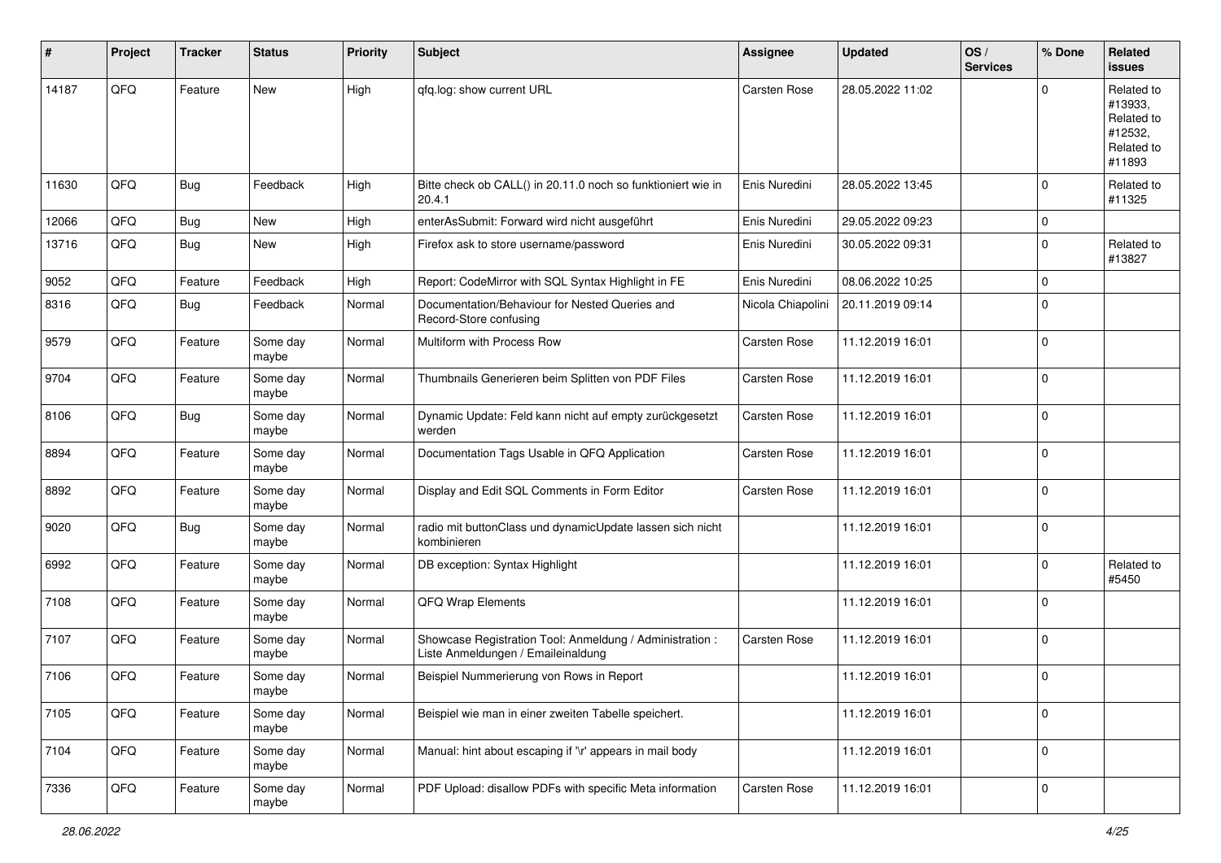| # | Project | Tracker | Status | Priority | Subject | Assignee | Updated | OS / Services | % Done | Related issues |
|---|---|---|---|---|---|---|---|---|---|---|
| 14187 | QFQ | Feature | New | High | qfq.log: show current URL | Carsten Rose | 28.05.2022 11:02 | | 0 | Related to #13933, Related to #12532, Related to #11893 |
| 11630 | QFQ | Bug | Feedback | High | Bitte check ob CALL() in 20.11.0 noch so funktioniert wie in 20.4.1 | Enis Nuredini | 28.05.2022 13:45 | | 0 | Related to #11325 |
| 12066 | QFQ | Bug | New | High | enterAsSubmit: Forward wird nicht ausgeführt | Enis Nuredini | 29.05.2022 09:23 | | 0 | |
| 13716 | QFQ | Bug | New | High | Firefox ask to store username/password | Enis Nuredini | 30.05.2022 09:31 | | 0 | Related to #13827 |
| 9052 | QFQ | Feature | Feedback | High | Report: CodeMirror with SQL Syntax Highlight in FE | Enis Nuredini | 08.06.2022 10:25 | | 0 | |
| 8316 | QFQ | Bug | Feedback | Normal | Documentation/Behaviour for Nested Queries and Record-Store confusing | Nicola Chiapolini | 20.11.2019 09:14 | | 0 | |
| 9579 | QFQ | Feature | Some day maybe | Normal | Multiform with Process Row | Carsten Rose | 11.12.2019 16:01 | | 0 | |
| 9704 | QFQ | Feature | Some day maybe | Normal | Thumbnails Generieren beim Splitten von PDF Files | Carsten Rose | 11.12.2019 16:01 | | 0 | |
| 8106 | QFQ | Bug | Some day maybe | Normal | Dynamic Update: Feld kann nicht auf empty zurückgesetzt werden | Carsten Rose | 11.12.2019 16:01 | | 0 | |
| 8894 | QFQ | Feature | Some day maybe | Normal | Documentation Tags Usable in QFQ Application | Carsten Rose | 11.12.2019 16:01 | | 0 | |
| 8892 | QFQ | Feature | Some day maybe | Normal | Display and Edit SQL Comments in Form Editor | Carsten Rose | 11.12.2019 16:01 | | 0 | |
| 9020 | QFQ | Bug | Some day maybe | Normal | radio mit buttonClass und dynamicUpdate lassen sich nicht kombinieren | | 11.12.2019 16:01 | | 0 | |
| 6992 | QFQ | Feature | Some day maybe | Normal | DB exception: Syntax Highlight | | 11.12.2019 16:01 | | 0 | Related to #5450 |
| 7108 | QFQ | Feature | Some day maybe | Normal | QFQ Wrap Elements | | 11.12.2019 16:01 | | 0 | |
| 7107 | QFQ | Feature | Some day maybe | Normal | Showcase Registration Tool: Anmeldung / Administration : Liste Anmeldungen / Emaileinaldung | Carsten Rose | 11.12.2019 16:01 | | 0 | |
| 7106 | QFQ | Feature | Some day maybe | Normal | Beispiel Nummerierung von Rows in Report | | 11.12.2019 16:01 | | 0 | |
| 7105 | QFQ | Feature | Some day maybe | Normal | Beispiel wie man in einer zweiten Tabelle speichert. | | 11.12.2019 16:01 | | 0 | |
| 7104 | QFQ | Feature | Some day maybe | Normal | Manual: hint about escaping if '\r' appears in mail body | | 11.12.2019 16:01 | | 0 | |
| 7336 | QFQ | Feature | Some day maybe | Normal | PDF Upload: disallow PDFs with specific Meta information | Carsten Rose | 11.12.2019 16:01 | | 0 | |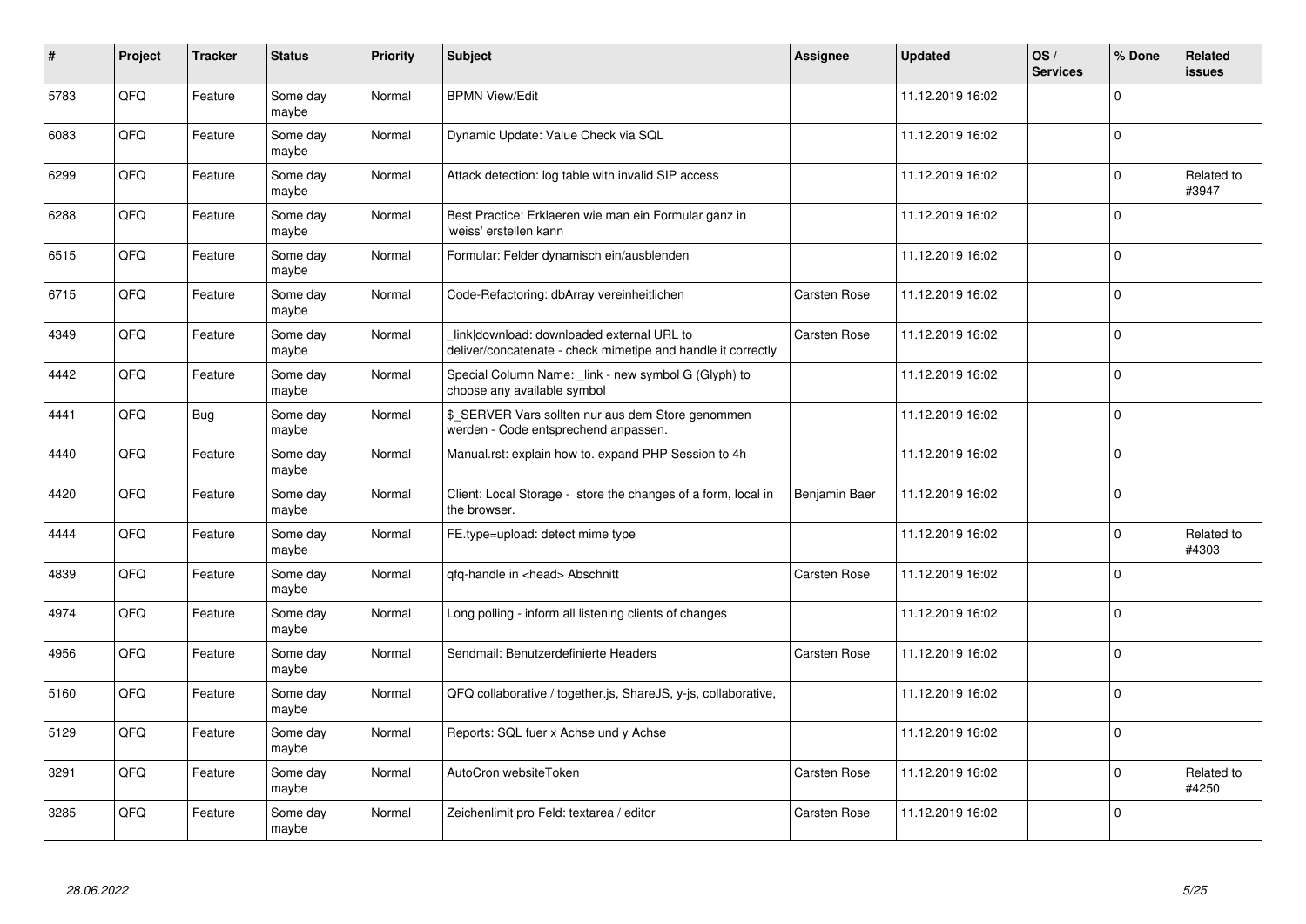| # | Project | Tracker | Status | Priority | Subject | Assignee | Updated | OS / Services | % Done | Related issues |
|---|---|---|---|---|---|---|---|---|---|---|
| 5783 | QFQ | Feature | Some day maybe | Normal | BPMN View/Edit | | 11.12.2019 16:02 | | 0 | |
| 6083 | QFQ | Feature | Some day maybe | Normal | Dynamic Update: Value Check via SQL | | 11.12.2019 16:02 | | 0 | |
| 6299 | QFQ | Feature | Some day maybe | Normal | Attack detection: log table with invalid SIP access | | 11.12.2019 16:02 | | 0 | Related to #3947 |
| 6288 | QFQ | Feature | Some day maybe | Normal | Best Practice: Erklaeren wie man ein Formular ganz in 'weiss' erstellen kann | | 11.12.2019 16:02 | | 0 | |
| 6515 | QFQ | Feature | Some day maybe | Normal | Formular: Felder dynamisch ein/ausblenden | | 11.12.2019 16:02 | | 0 | |
| 6715 | QFQ | Feature | Some day maybe | Normal | Code-Refactoring: dbArray vereinheitlichen | Carsten Rose | 11.12.2019 16:02 | | 0 | |
| 4349 | QFQ | Feature | Some day maybe | Normal | _link\|download: downloaded external URL to deliver/concatenate - check mimetipe and handle it correctly | Carsten Rose | 11.12.2019 16:02 | | 0 | |
| 4442 | QFQ | Feature | Some day maybe | Normal | Special Column Name: _link - new symbol G (Glyph) to choose any available symbol | | 11.12.2019 16:02 | | 0 | |
| 4441 | QFQ | Bug | Some day maybe | Normal | $_SERVER Vars sollten nur aus dem Store genommen werden - Code entsprechend anpassen. | | 11.12.2019 16:02 | | 0 | |
| 4440 | QFQ | Feature | Some day maybe | Normal | Manual.rst: explain how to. expand PHP Session to 4h | | 11.12.2019 16:02 | | 0 | |
| 4420 | QFQ | Feature | Some day maybe | Normal | Client: Local Storage - store the changes of a form, local in the browser. | Benjamin Baer | 11.12.2019 16:02 | | 0 | |
| 4444 | QFQ | Feature | Some day maybe | Normal | FE.type=upload: detect mime type | | 11.12.2019 16:02 | | 0 | Related to #4303 |
| 4839 | QFQ | Feature | Some day maybe | Normal | qfq-handle in <head> Abschnitt | Carsten Rose | 11.12.2019 16:02 | | 0 | |
| 4974 | QFQ | Feature | Some day maybe | Normal | Long polling - inform all listening clients of changes | | 11.12.2019 16:02 | | 0 | |
| 4956 | QFQ | Feature | Some day maybe | Normal | Sendmail: Benutzerdefinierte Headers | Carsten Rose | 11.12.2019 16:02 | | 0 | |
| 5160 | QFQ | Feature | Some day maybe | Normal | QFQ collaborative / together.js, ShareJS, y-js, collaborative, | | 11.12.2019 16:02 | | 0 | |
| 5129 | QFQ | Feature | Some day maybe | Normal | Reports: SQL fuer x Achse und y Achse | | 11.12.2019 16:02 | | 0 | |
| 3291 | QFQ | Feature | Some day maybe | Normal | AutoCron websiteToken | Carsten Rose | 11.12.2019 16:02 | | 0 | Related to #4250 |
| 3285 | QFQ | Feature | Some day maybe | Normal | Zeichenlimit pro Feld: textarea / editor | Carsten Rose | 11.12.2019 16:02 | | 0 | |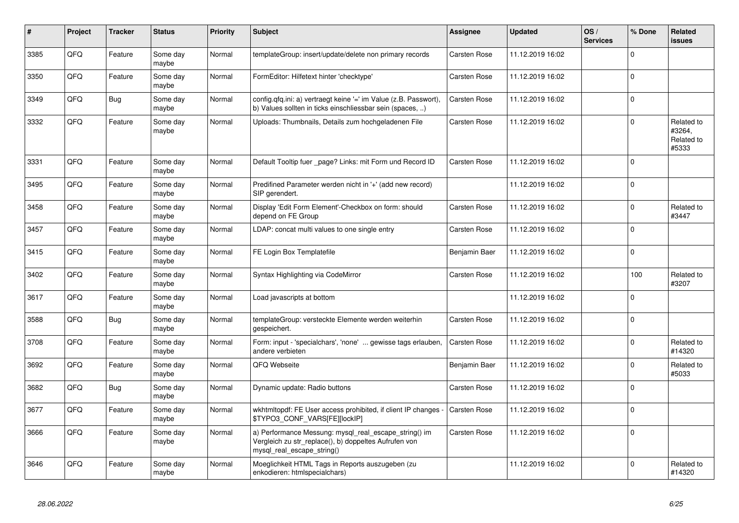| # | Project | Tracker | Status | Priority | Subject | Assignee | Updated | OS / Services | % Done | Related issues |
|---|---|---|---|---|---|---|---|---|---|---|
| 3385 | QFQ | Feature | Some day maybe | Normal | templateGroup: insert/update/delete non primary records | Carsten Rose | 11.12.2019 16:02 | | 0 | |
| 3350 | QFQ | Feature | Some day maybe | Normal | FormEditor: Hilfetext hinter 'checktype' | Carsten Rose | 11.12.2019 16:02 | | 0 | |
| 3349 | QFQ | Bug | Some day maybe | Normal | config.qfq.ini: a) vertraegt keine '=' im Value (z.B. Passwort), b) Values sollten in ticks einschliessbar sein (spaces, ..) | Carsten Rose | 11.12.2019 16:02 | | 0 | |
| 3332 | QFQ | Feature | Some day maybe | Normal | Uploads: Thumbnails, Details zum hochgeladenen File | Carsten Rose | 11.12.2019 16:02 | | 0 | Related to #3264, Related to #5333 |
| 3331 | QFQ | Feature | Some day maybe | Normal | Default Tooltip fuer _page? Links: mit Form und Record ID | Carsten Rose | 11.12.2019 16:02 | | 0 | |
| 3495 | QFQ | Feature | Some day maybe | Normal | Predifined Parameter werden nicht in '+' (add new record) SIP gerendert. | | 11.12.2019 16:02 | | 0 | |
| 3458 | QFQ | Feature | Some day maybe | Normal | Display 'Edit Form Element'-Checkbox on form: should depend on FE Group | Carsten Rose | 11.12.2019 16:02 | | 0 | Related to #3447 |
| 3457 | QFQ | Feature | Some day maybe | Normal | LDAP: concat multi values to one single entry | Carsten Rose | 11.12.2019 16:02 | | 0 | |
| 3415 | QFQ | Feature | Some day maybe | Normal | FE Login Box Templatefile | Benjamin Baer | 11.12.2019 16:02 | | 0 | |
| 3402 | QFQ | Feature | Some day maybe | Normal | Syntax Highlighting via CodeMirror | Carsten Rose | 11.12.2019 16:02 | | 100 | Related to #3207 |
| 3617 | QFQ | Feature | Some day maybe | Normal | Load javascripts at bottom | | 11.12.2019 16:02 | | 0 | |
| 3588 | QFQ | Bug | Some day maybe | Normal | templateGroup: versteckte Elemente werden weiterhin gespeichert. | Carsten Rose | 11.12.2019 16:02 | | 0 | |
| 3708 | QFQ | Feature | Some day maybe | Normal | Form: input - 'specialchars', 'none' ... gewisse tags erlauben, andere verbieten | Carsten Rose | 11.12.2019 16:02 | | 0 | Related to #14320 |
| 3692 | QFQ | Feature | Some day maybe | Normal | QFQ Webseite | Benjamin Baer | 11.12.2019 16:02 | | 0 | Related to #5033 |
| 3682 | QFQ | Bug | Some day maybe | Normal | Dynamic update: Radio buttons | Carsten Rose | 11.12.2019 16:02 | | 0 | |
| 3677 | QFQ | Feature | Some day maybe | Normal | wkhtmltopdf: FE User access prohibited, if client IP changes - $TYPO3_CONF_VARS[FE][lockIP] | Carsten Rose | 11.12.2019 16:02 | | 0 | |
| 3666 | QFQ | Feature | Some day maybe | Normal | a) Performance Messung: mysql_real_escape_string() im Vergleich zu str_replace(), b) doppeltes Aufrufen von mysql_real_escape_string() | Carsten Rose | 11.12.2019 16:02 | | 0 | |
| 3646 | QFQ | Feature | Some day maybe | Normal | Moeglichkeit HTML Tags in Reports auszugeben (zu enkodieren: htmlspecialchars) | | 11.12.2019 16:02 | | 0 | Related to #14320 |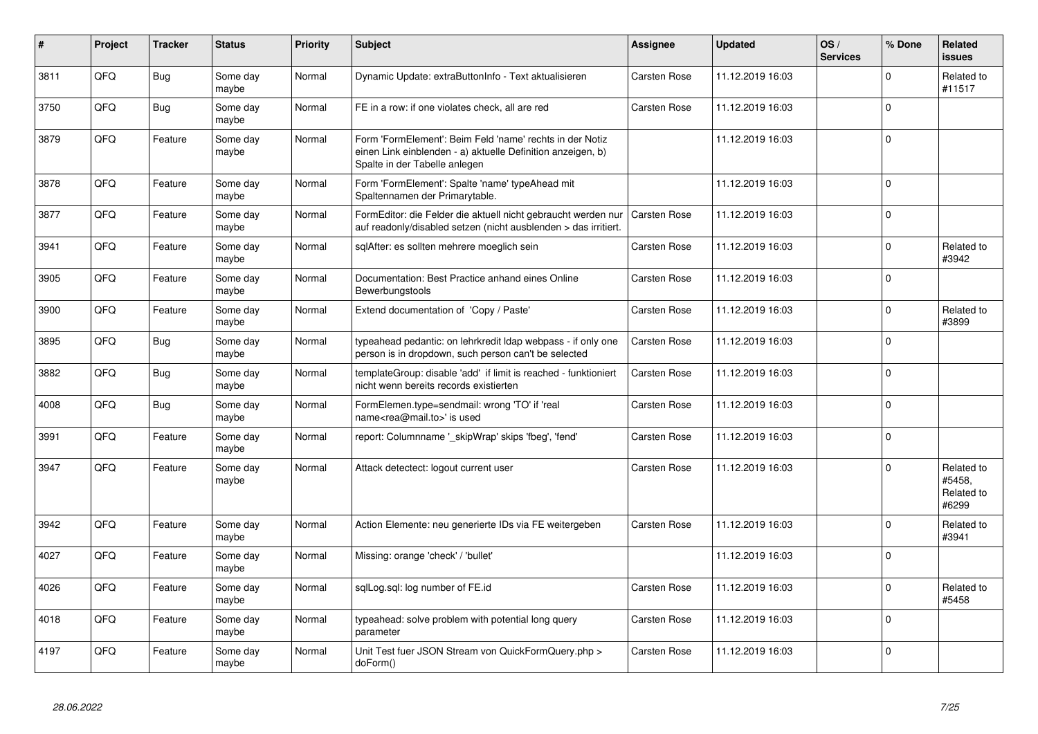| # | Project | Tracker | Status | Priority | Subject | Assignee | Updated | OS / Services | % Done | Related issues |
|---|---|---|---|---|---|---|---|---|---|---|
| 3811 | QFQ | Bug | Some day maybe | Normal | Dynamic Update: extraButtonInfo - Text aktualisieren | Carsten Rose | 11.12.2019 16:03 | | 0 | Related to #11517 |
| 3750 | QFQ | Bug | Some day maybe | Normal | FE in a row: if one violates check, all are red | Carsten Rose | 11.12.2019 16:03 | | 0 | |
| 3879 | QFQ | Feature | Some day maybe | Normal | Form 'FormElement': Beim Feld 'name' rechts in der Notiz einen Link einblenden - a) aktuelle Definition anzeigen, b) Spalte in der Tabelle anlegen | | 11.12.2019 16:03 | | 0 | |
| 3878 | QFQ | Feature | Some day maybe | Normal | Form 'FormElement': Spalte 'name' typeAhead mit Spaltennamen der Primarytable. | | 11.12.2019 16:03 | | 0 | |
| 3877 | QFQ | Feature | Some day maybe | Normal | FormEditor: die Felder die aktuell nicht gebraucht werden nur auf readonly/disabled setzen (nicht ausblenden > das irritiert. | Carsten Rose | 11.12.2019 16:03 | | 0 | |
| 3941 | QFQ | Feature | Some day maybe | Normal | sqlAfter: es sollten mehrere moeglich sein | Carsten Rose | 11.12.2019 16:03 | | 0 | Related to #3942 |
| 3905 | QFQ | Feature | Some day maybe | Normal | Documentation: Best Practice anhand eines Online Bewerbungstools | Carsten Rose | 11.12.2019 16:03 | | 0 | |
| 3900 | QFQ | Feature | Some day maybe | Normal | Extend documentation of 'Copy / Paste' | Carsten Rose | 11.12.2019 16:03 | | 0 | Related to #3899 |
| 3895 | QFQ | Bug | Some day maybe | Normal | typeahead pedantic: on lehrkredit ldap webpass - if only one person is in dropdown, such person can't be selected | Carsten Rose | 11.12.2019 16:03 | | 0 | |
| 3882 | QFQ | Bug | Some day maybe | Normal | templateGroup: disable 'add' if limit is reached - funktioniert nicht wenn bereits records existierten | Carsten Rose | 11.12.2019 16:03 | | 0 | |
| 4008 | QFQ | Bug | Some day maybe | Normal | FormElemen.type=sendmail: wrong 'TO' if 'real name<rea@mail.to>' is used | Carsten Rose | 11.12.2019 16:03 | | 0 | |
| 3991 | QFQ | Feature | Some day maybe | Normal | report: Columnname '_skipWrap' skips 'fbeg', 'fend' | Carsten Rose | 11.12.2019 16:03 | | 0 | |
| 3947 | QFQ | Feature | Some day maybe | Normal | Attack detectect: logout current user | Carsten Rose | 11.12.2019 16:03 | | 0 | Related to #5458, Related to #6299 |
| 3942 | QFQ | Feature | Some day maybe | Normal | Action Elemente: neu generierte IDs via FE weitergeben | Carsten Rose | 11.12.2019 16:03 | | 0 | Related to #3941 |
| 4027 | QFQ | Feature | Some day maybe | Normal | Missing: orange 'check' / 'bullet' | | 11.12.2019 16:03 | | 0 | |
| 4026 | QFQ | Feature | Some day maybe | Normal | sqlLog.sql: log number of FE.id | Carsten Rose | 11.12.2019 16:03 | | 0 | Related to #5458 |
| 4018 | QFQ | Feature | Some day maybe | Normal | typeahead: solve problem with potential long query parameter | Carsten Rose | 11.12.2019 16:03 | | 0 | |
| 4197 | QFQ | Feature | Some day maybe | Normal | Unit Test fuer JSON Stream von QuickFormQuery.php > doForm() | Carsten Rose | 11.12.2019 16:03 | | 0 | |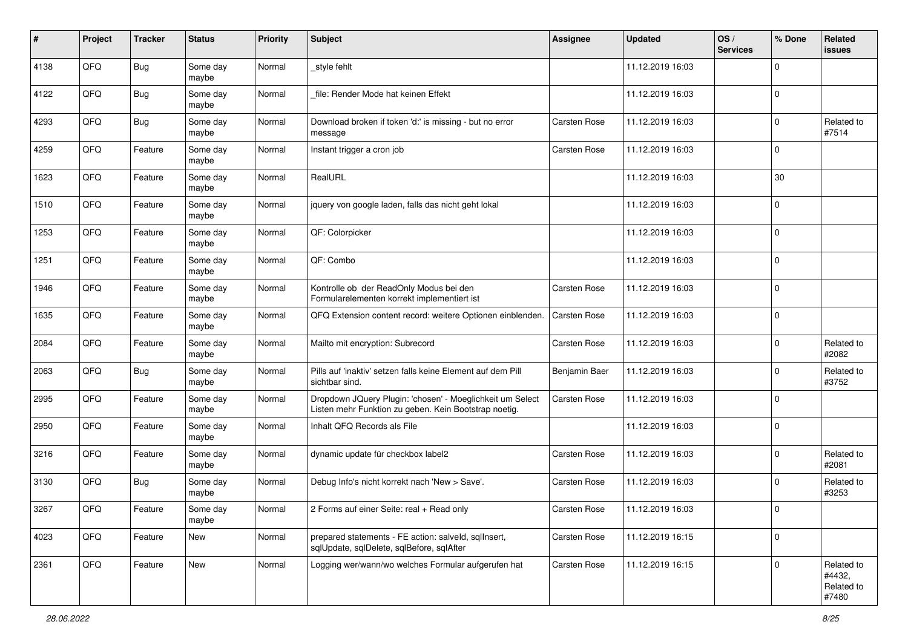| # | Project | Tracker | Status | Priority | Subject | Assignee | Updated | OS / Services | % Done | Related issues |
|---|---|---|---|---|---|---|---|---|---|---|
| 4138 | QFQ | Bug | Some day maybe | Normal | _style fehlt | | 11.12.2019 16:03 | | 0 | |
| 4122 | QFQ | Bug | Some day maybe | Normal | _file: Render Mode hat keinen Effekt | | 11.12.2019 16:03 | | 0 | |
| 4293 | QFQ | Bug | Some day maybe | Normal | Download broken if token 'd:' is missing - but no error message | Carsten Rose | 11.12.2019 16:03 | | 0 | Related to #7514 |
| 4259 | QFQ | Feature | Some day maybe | Normal | Instant trigger a cron job | Carsten Rose | 11.12.2019 16:03 | | 0 | |
| 1623 | QFQ | Feature | Some day maybe | Normal | RealURL | | 11.12.2019 16:03 | | 30 | |
| 1510 | QFQ | Feature | Some day maybe | Normal | jquery von google laden, falls das nicht geht lokal | | 11.12.2019 16:03 | | 0 | |
| 1253 | QFQ | Feature | Some day maybe | Normal | QF: Colorpicker | | 11.12.2019 16:03 | | 0 | |
| 1251 | QFQ | Feature | Some day maybe | Normal | QF: Combo | | 11.12.2019 16:03 | | 0 | |
| 1946 | QFQ | Feature | Some day maybe | Normal | Kontrolle ob der ReadOnly Modus bei den Formularelementen korrekt implementiert ist | Carsten Rose | 11.12.2019 16:03 | | 0 | |
| 1635 | QFQ | Feature | Some day maybe | Normal | QFQ Extension content record: weitere Optionen einblenden. | Carsten Rose | 11.12.2019 16:03 | | 0 | |
| 2084 | QFQ | Feature | Some day maybe | Normal | Mailto mit encryption: Subrecord | Carsten Rose | 11.12.2019 16:03 | | 0 | Related to #2082 |
| 2063 | QFQ | Bug | Some day maybe | Normal | Pills auf 'inaktiv' setzen falls keine Element auf dem Pill sichtbar sind. | Benjamin Baer | 11.12.2019 16:03 | | 0 | Related to #3752 |
| 2995 | QFQ | Feature | Some day maybe | Normal | Dropdown JQuery Plugin: 'chosen' - Moeglichkeit um Select Listen mehr Funktion zu geben. Kein Bootstrap noetig. | Carsten Rose | 11.12.2019 16:03 | | 0 | |
| 2950 | QFQ | Feature | Some day maybe | Normal | Inhalt QFQ Records als File | | 11.12.2019 16:03 | | 0 | |
| 3216 | QFQ | Feature | Some day maybe | Normal | dynamic update für checkbox label2 | Carsten Rose | 11.12.2019 16:03 | | 0 | Related to #2081 |
| 3130 | QFQ | Bug | Some day maybe | Normal | Debug Info's nicht korrekt nach 'New > Save'. | Carsten Rose | 11.12.2019 16:03 | | 0 | Related to #3253 |
| 3267 | QFQ | Feature | Some day maybe | Normal | 2 Forms auf einer Seite: real + Read only | Carsten Rose | 11.12.2019 16:03 | | 0 | |
| 4023 | QFQ | Feature | New | Normal | prepared statements - FE action: salveld, sqlInsert, sqlUpdate, sqlDelete, sqlBefore, sqlAfter | Carsten Rose | 11.12.2019 16:15 | | 0 | |
| 2361 | QFQ | Feature | New | Normal | Logging wer/wann/wo welches Formular aufgerufen hat | Carsten Rose | 11.12.2019 16:15 | | 0 | Related to #4432, Related to #7480 |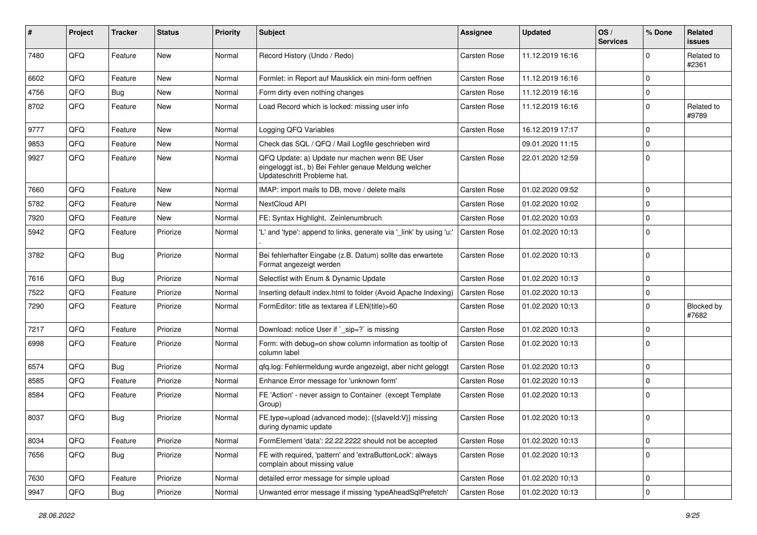| # | Project | Tracker | Status | Priority | Subject | Assignee | Updated | OS / Services | % Done | Related issues |
|---|---|---|---|---|---|---|---|---|---|---|
| 7480 | QFQ | Feature | New | Normal | Record History (Undo / Redo) | Carsten Rose | 11.12.2019 16:16 | | 0 | Related to #2361 |
| 6602 | QFQ | Feature | New | Normal | Formlet: in Report auf Mausklick ein mini-form oeffnen | Carsten Rose | 11.12.2019 16:16 | | 0 | |
| 4756 | QFQ | Bug | New | Normal | Form dirty even nothing changes | Carsten Rose | 11.12.2019 16:16 | | 0 | |
| 8702 | QFQ | Feature | New | Normal | Load Record which is locked: missing user info | Carsten Rose | 11.12.2019 16:16 | | 0 | Related to #9789 |
| 9777 | QFQ | Feature | New | Normal | Logging QFQ Variables | Carsten Rose | 16.12.2019 17:17 | | 0 | |
| 9853 | QFQ | Feature | New | Normal | Check das SQL / QFQ / Mail Logfile geschrieben wird | | 09.01.2020 11:15 | | 0 | |
| 9927 | QFQ | Feature | New | Normal | QFQ Update: a) Update nur machen wenn BE User eingeloggt ist., b) Bei Fehler genaue Meldung welcher Updateschritt Probleme hat. | Carsten Rose | 22.01.2020 12:59 | | 0 | |
| 7660 | QFQ | Feature | New | Normal | IMAP: import mails to DB, move / delete mails | Carsten Rose | 01.02.2020 09:52 | | 0 | |
| 5782 | QFQ | Feature | New | Normal | NextCloud API | Carsten Rose | 01.02.2020 10:02 | | 0 | |
| 7920 | QFQ | Feature | New | Normal | FE: Syntax Highlight, Zeinlenumbruch | Carsten Rose | 01.02.2020 10:03 | | 0 | |
| 5942 | QFQ | Feature | Priorize | Normal | 'L' and 'type': append to links, generate via '_link' by using 'u:' . | Carsten Rose | 01.02.2020 10:13 | | 0 | |
| 3782 | QFQ | Bug | Priorize | Normal | Bei fehlerhafter Eingabe (z.B. Datum) sollte das erwartete Format angezeigt werden | Carsten Rose | 01.02.2020 10:13 | | 0 | |
| 7616 | QFQ | Bug | Priorize | Normal | Selectlist with Enum & Dynamic Update | Carsten Rose | 01.02.2020 10:13 | | 0 | |
| 7522 | QFQ | Feature | Priorize | Normal | Inserting default index.html to folder (Avoid Apache Indexing) | Carsten Rose | 01.02.2020 10:13 | | 0 | |
| 7290 | QFQ | Feature | Priorize | Normal | FormEditor: title as textarea if LEN(title)>60 | Carsten Rose | 01.02.2020 10:13 | | 0 | Blocked by #7682 |
| 7217 | QFQ | Feature | Priorize | Normal | Download: notice User if `_sip=?` is missing | Carsten Rose | 01.02.2020 10:13 | | 0 | |
| 6998 | QFQ | Feature | Priorize | Normal | Form: with debug=on show column information as tooltip of column label | Carsten Rose | 01.02.2020 10:13 | | 0 | |
| 6574 | QFQ | Bug | Priorize | Normal | qfq.log: Fehlermeldung wurde angezeigt, aber nicht geloggt | Carsten Rose | 01.02.2020 10:13 | | 0 | |
| 8585 | QFQ | Feature | Priorize | Normal | Enhance Error message for 'unknown form' | Carsten Rose | 01.02.2020 10:13 | | 0 | |
| 8584 | QFQ | Feature | Priorize | Normal | FE 'Action' - never assign to Container (except Template Group) | Carsten Rose | 01.02.2020 10:13 | | 0 | |
| 8037 | QFQ | Bug | Priorize | Normal | FE.type=upload (advanced mode): {{slaveId:V}} missing during dynamic update | Carsten Rose | 01.02.2020 10:13 | | 0 | |
| 8034 | QFQ | Feature | Priorize | Normal | FormElement 'data': 22.22.2222 should not be accepted | Carsten Rose | 01.02.2020 10:13 | | 0 | |
| 7656 | QFQ | Bug | Priorize | Normal | FE with required, 'pattern' and 'extraButtonLock': always complain about missing value | Carsten Rose | 01.02.2020 10:13 | | 0 | |
| 7630 | QFQ | Feature | Priorize | Normal | detailed error message for simple upload | Carsten Rose | 01.02.2020 10:13 | | 0 | |
| 9947 | QFQ | Bug | Priorize | Normal | Unwanted error message if missing 'typeAheadSqlPrefetch' | Carsten Rose | 01.02.2020 10:13 | | 0 | |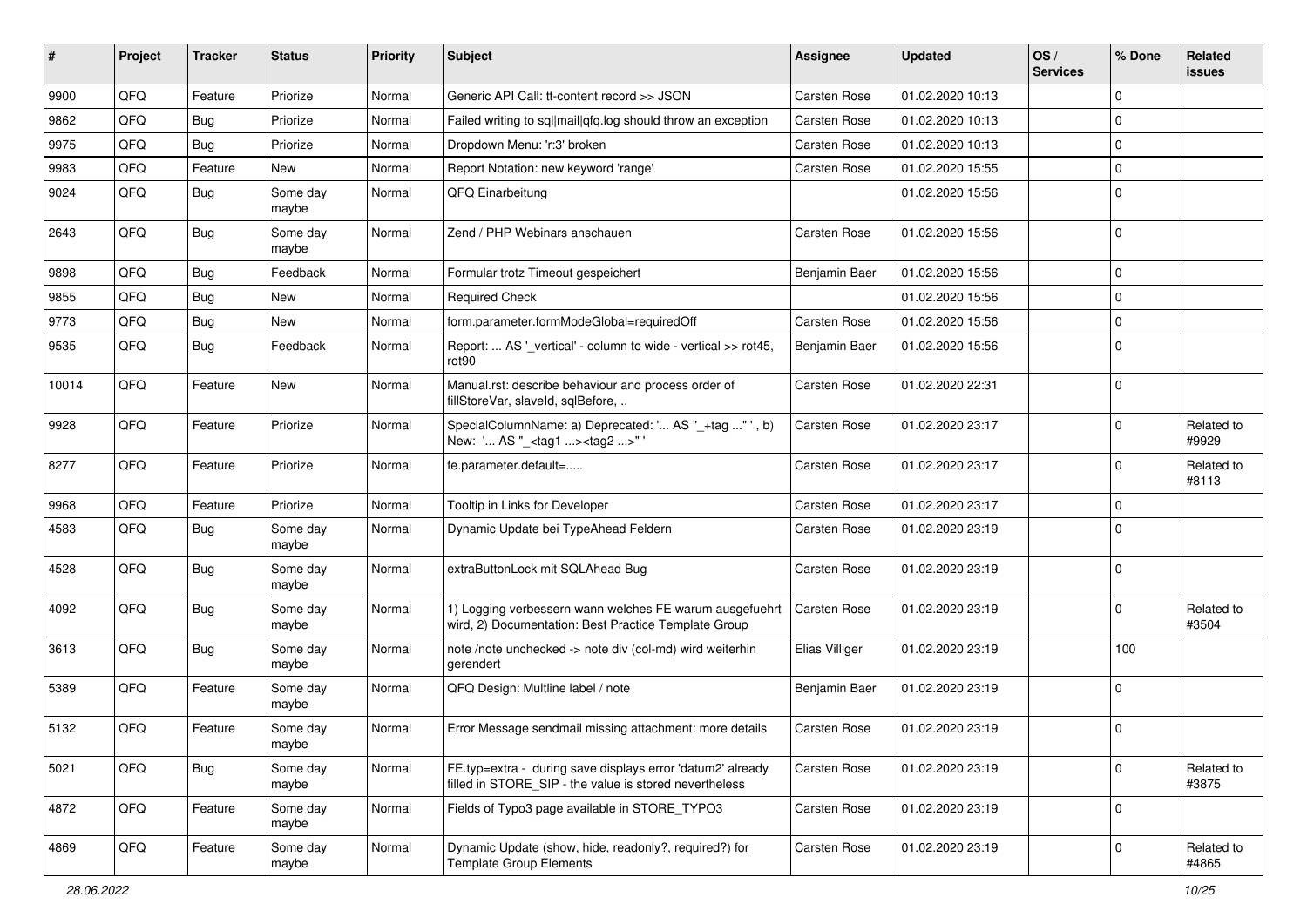| # | Project | Tracker | Status | Priority | Subject | Assignee | Updated | OS / Services | % Done | Related issues |
|---|---|---|---|---|---|---|---|---|---|---|
| 9900 | QFQ | Feature | Priorize | Normal | Generic API Call: tt-content record >> JSON | Carsten Rose | 01.02.2020 10:13 | | 0 | |
| 9862 | QFQ | Bug | Priorize | Normal | Failed writing to sql\|mail\|qfq.log should throw an exception | Carsten Rose | 01.02.2020 10:13 | | 0 | |
| 9975 | QFQ | Bug | Priorize | Normal | Dropdown Menu: 'r:3' broken | Carsten Rose | 01.02.2020 10:13 | | 0 | |
| 9983 | QFQ | Feature | New | Normal | Report Notation: new keyword 'range' | Carsten Rose | 01.02.2020 15:55 | | 0 | |
| 9024 | QFQ | Bug | Some day maybe | Normal | QFQ Einarbeitung | | 01.02.2020 15:56 | | 0 | |
| 2643 | QFQ | Bug | Some day maybe | Normal | Zend / PHP Webinars anschauen | Carsten Rose | 01.02.2020 15:56 | | 0 | |
| 9898 | QFQ | Bug | Feedback | Normal | Formular trotz Timeout gespeichert | Benjamin Baer | 01.02.2020 15:56 | | 0 | |
| 9855 | QFQ | Bug | New | Normal | Required Check | | 01.02.2020 15:56 | | 0 | |
| 9773 | QFQ | Bug | New | Normal | form.parameter.formModeGlobal=requiredOff | Carsten Rose | 01.02.2020 15:56 | | 0 | |
| 9535 | QFQ | Bug | Feedback | Normal | Report: ... AS '_vertical' - column to wide - vertical >> rot45, rot90 | Benjamin Baer | 01.02.2020 15:56 | | 0 | |
| 10014 | QFQ | Feature | New | Normal | Manual.rst: describe behaviour and process order of fillStoreVar, slaveId, sqlBefore, .. | Carsten Rose | 01.02.2020 22:31 | | 0 | |
| 9928 | QFQ | Feature | Priorize | Normal | SpecialColumnName: a) Deprecated: '... AS "_+tag ..." ', b) New: '... AS "_<tag1 ...><tag2 ...>" ' | Carsten Rose | 01.02.2020 23:17 | | 0 | Related to #9929 |
| 8277 | QFQ | Feature | Priorize | Normal | fe.parameter.default=..... | Carsten Rose | 01.02.2020 23:17 | | 0 | Related to #8113 |
| 9968 | QFQ | Feature | Priorize | Normal | Tooltip in Links for Developer | Carsten Rose | 01.02.2020 23:17 | | 0 | |
| 4583 | QFQ | Bug | Some day maybe | Normal | Dynamic Update bei TypeAhead Feldern | Carsten Rose | 01.02.2020 23:19 | | 0 | |
| 4528 | QFQ | Bug | Some day maybe | Normal | extraButtonLock mit SQLAhead Bug | Carsten Rose | 01.02.2020 23:19 | | 0 | |
| 4092 | QFQ | Bug | Some day maybe | Normal | 1) Logging verbessern wann welches FE warum ausgefuehrt wird, 2) Documentation: Best Practice Template Group | Carsten Rose | 01.02.2020 23:19 | | 0 | Related to #3504 |
| 3613 | QFQ | Bug | Some day maybe | Normal | note /note unchecked -> note div (col-md) wird weiterhin gerendert | Elias Villiger | 01.02.2020 23:19 | | 100 | |
| 5389 | QFQ | Feature | Some day maybe | Normal | QFQ Design: Multline label / note | Benjamin Baer | 01.02.2020 23:19 | | 0 | |
| 5132 | QFQ | Feature | Some day maybe | Normal | Error Message sendmail missing attachment: more details | Carsten Rose | 01.02.2020 23:19 | | 0 | |
| 5021 | QFQ | Bug | Some day maybe | Normal | FE.typ=extra - during save displays error 'datum2' already filled in STORE_SIP - the value is stored nevertheless | Carsten Rose | 01.02.2020 23:19 | | 0 | Related to #3875 |
| 4872 | QFQ | Feature | Some day maybe | Normal | Fields of Typo3 page available in STORE_TYPO3 | Carsten Rose | 01.02.2020 23:19 | | 0 | |
| 4869 | QFQ | Feature | Some day maybe | Normal | Dynamic Update (show, hide, readonly?, required?) for Template Group Elements | Carsten Rose | 01.02.2020 23:19 | | 0 | Related to #4865 |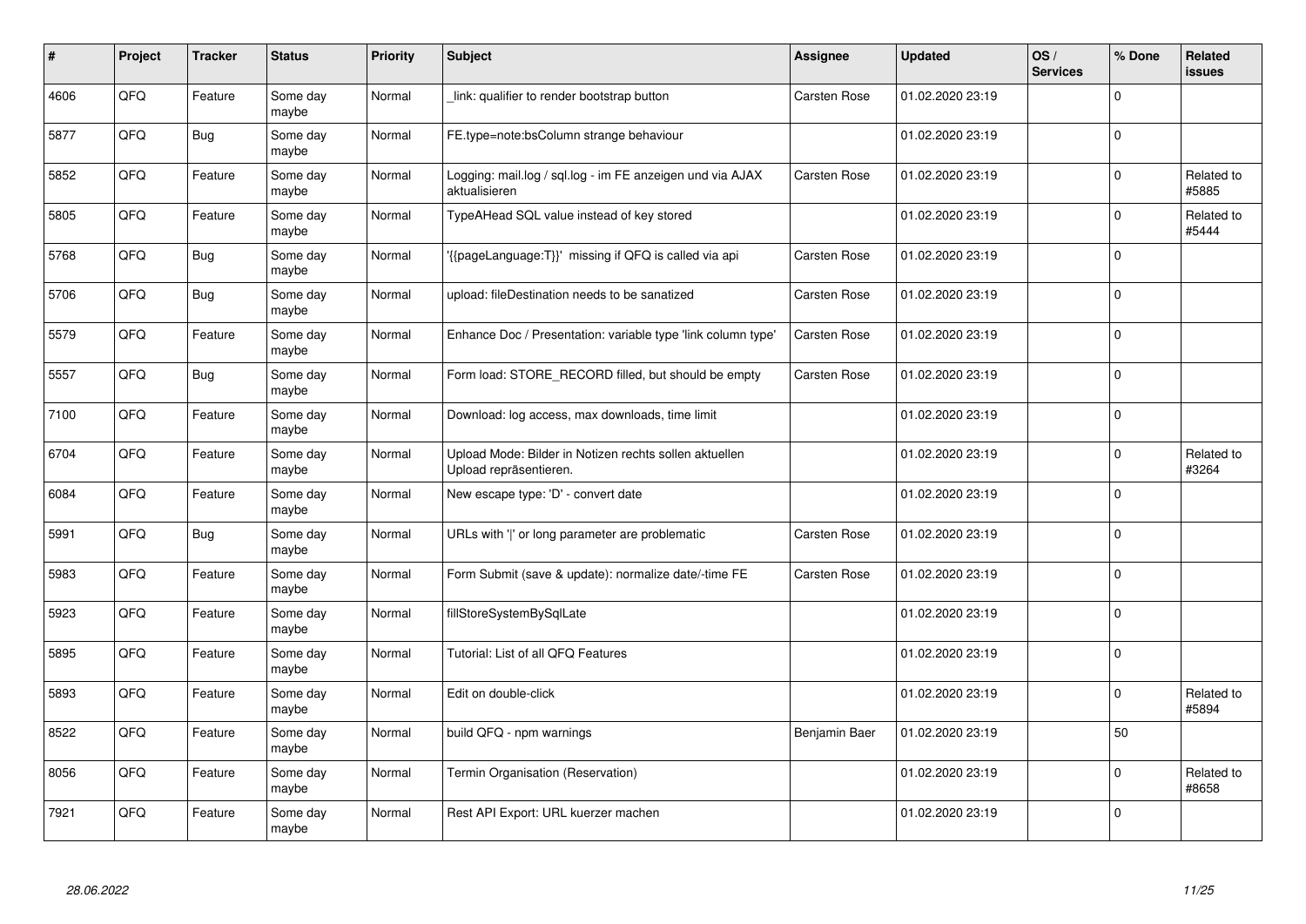| # | Project | Tracker | Status | Priority | Subject | Assignee | Updated | OS / Services | % Done | Related issues |
|---|---|---|---|---|---|---|---|---|---|---|
| 4606 | QFO | Feature | Some day maybe | Normal | _link: qualifier to render bootstrap button | Carsten Rose | 01.02.2020 23:19 | | 0 | |
| 5877 | QFQ | Bug | Some day maybe | Normal | FE.type=note:bsColumn strange behaviour | | 01.02.2020 23:19 | | 0 | |
| 5852 | QFQ | Feature | Some day maybe | Normal | Logging: mail.log / sql.log - im FE anzeigen und via AJAX aktualisieren | Carsten Rose | 01.02.2020 23:19 | | 0 | Related to #5885 |
| 5805 | QFQ | Feature | Some day maybe | Normal | TypeAHead SQL value instead of key stored | | 01.02.2020 23:19 | | 0 | Related to #5444 |
| 5768 | QFQ | Bug | Some day maybe | Normal | '{{pageLanguage:T}}' missing if QFQ is called via api | Carsten Rose | 01.02.2020 23:19 | | 0 | |
| 5706 | QFQ | Bug | Some day maybe | Normal | upload: fileDestination needs to be sanatized | Carsten Rose | 01.02.2020 23:19 | | 0 | |
| 5579 | QFQ | Feature | Some day maybe | Normal | Enhance Doc / Presentation: variable type 'link column type' | Carsten Rose | 01.02.2020 23:19 | | 0 | |
| 5557 | QFQ | Bug | Some day maybe | Normal | Form load: STORE_RECORD filled, but should be empty | Carsten Rose | 01.02.2020 23:19 | | 0 | |
| 7100 | QFQ | Feature | Some day maybe | Normal | Download: log access, max downloads, time limit | | 01.02.2020 23:19 | | 0 | |
| 6704 | QFQ | Feature | Some day maybe | Normal | Upload Mode: Bilder in Notizen rechts sollen aktuellen Upload repräsentieren. | | 01.02.2020 23:19 | | 0 | Related to #3264 |
| 6084 | QFQ | Feature | Some day maybe | Normal | New escape type: 'D' - convert date | | 01.02.2020 23:19 | | 0 | |
| 5991 | QFQ | Bug | Some day maybe | Normal | URLs with '\|' or long parameter are problematic | Carsten Rose | 01.02.2020 23:19 | | 0 | |
| 5983 | QFQ | Feature | Some day maybe | Normal | Form Submit (save & update): normalize date/-time FE | Carsten Rose | 01.02.2020 23:19 | | 0 | |
| 5923 | QFQ | Feature | Some day maybe | Normal | fillStoreSystemBySqlLate | | 01.02.2020 23:19 | | 0 | |
| 5895 | QFQ | Feature | Some day maybe | Normal | Tutorial: List of all QFQ Features | | 01.02.2020 23:19 | | 0 | |
| 5893 | QFQ | Feature | Some day maybe | Normal | Edit on double-click | | 01.02.2020 23:19 | | 0 | Related to #5894 |
| 8522 | QFQ | Feature | Some day maybe | Normal | build QFQ - npm warnings | Benjamin Baer | 01.02.2020 23:19 | | 50 | |
| 8056 | QFQ | Feature | Some day maybe | Normal | Termin Organisation (Reservation) | | 01.02.2020 23:19 | | 0 | Related to #8658 |
| 7921 | QFQ | Feature | Some day maybe | Normal | Rest API Export: URL kuerzer machen | | 01.02.2020 23:19 | | 0 | |

*28.06.2022*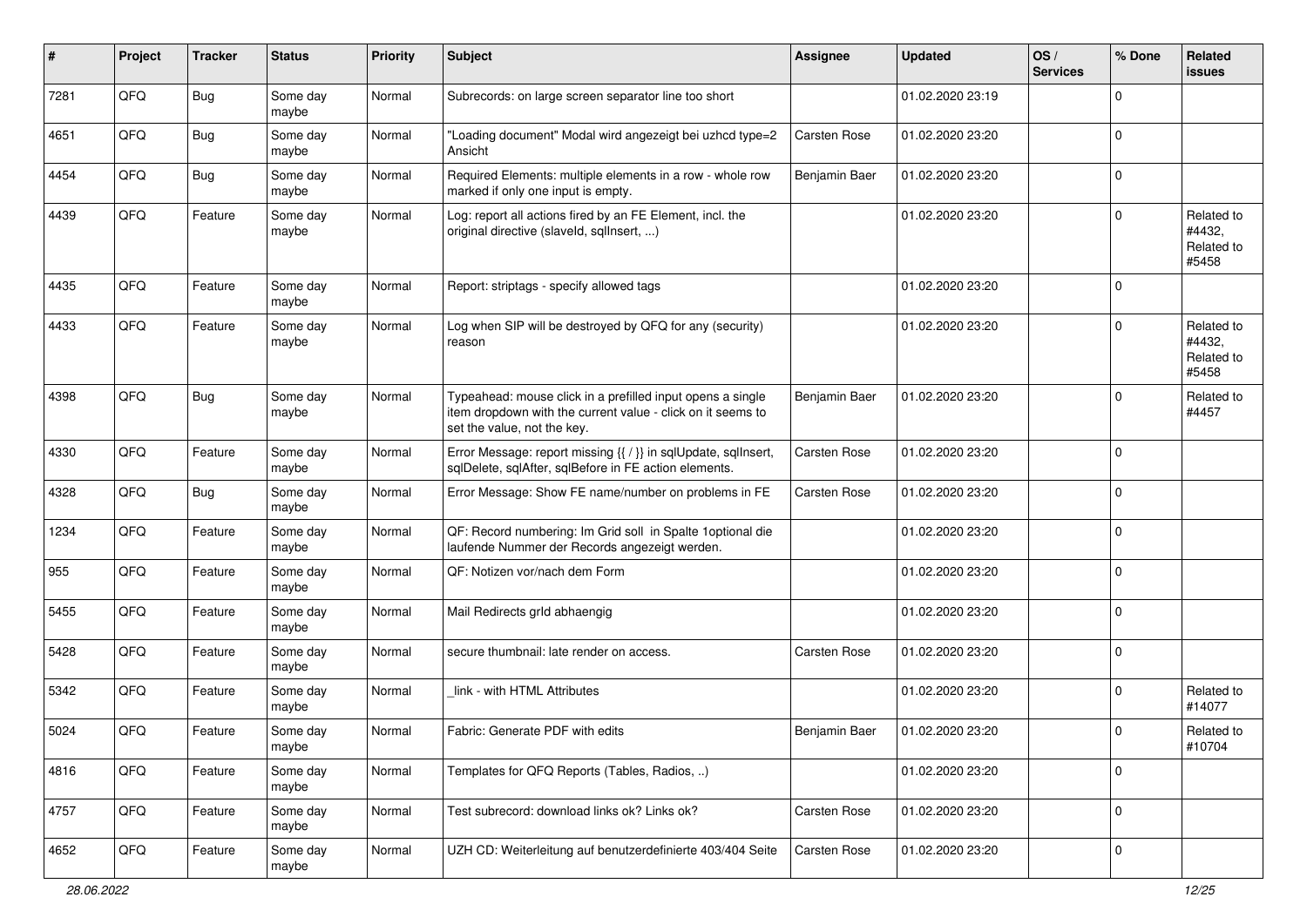| # | Project | Tracker | Status | Priority | Subject | Assignee | Updated | OS / Services | % Done | Related issues |
|---|---|---|---|---|---|---|---|---|---|---|
| 7281 | QFQ | Bug | Some day maybe | Normal | Subrecords: on large screen separator line too short | | 01.02.2020 23:19 | | 0 | |
| 4651 | QFQ | Bug | Some day maybe | Normal | "Loading document" Modal wird angezeigt bei uzhcd type=2 Ansicht | Carsten Rose | 01.02.2020 23:20 | | 0 | |
| 4454 | QFQ | Bug | Some day maybe | Normal | Required Elements: multiple elements in a row - whole row marked if only one input is empty. | Benjamin Baer | 01.02.2020 23:20 | | 0 | |
| 4439 | QFQ | Feature | Some day maybe | Normal | Log: report all actions fired by an FE Element, incl. the original directive (slaveId, sqlInsert, ...) | | 01.02.2020 23:20 | | 0 | Related to #4432, Related to #5458 |
| 4435 | QFQ | Feature | Some day maybe | Normal | Report: striptags - specify allowed tags | | 01.02.2020 23:20 | | 0 | |
| 4433 | QFQ | Feature | Some day maybe | Normal | Log when SIP will be destroyed by QFQ for any (security) reason | | 01.02.2020 23:20 | | 0 | Related to #4432, Related to #5458 |
| 4398 | QFQ | Bug | Some day maybe | Normal | Typeahead: mouse click in a prefilled input opens a single item dropdown with the current value - click on it seems to set the value, not the key. | Benjamin Baer | 01.02.2020 23:20 | | 0 | Related to #4457 |
| 4330 | QFQ | Feature | Some day maybe | Normal | Error Message: report missing {{ / }} in sqlUpdate, sqlInsert, sqlDelete, sqlAfter, sqlBefore in FE action elements. | Carsten Rose | 01.02.2020 23:20 | | 0 | |
| 4328 | QFQ | Bug | Some day maybe | Normal | Error Message: Show FE name/number on problems in FE | Carsten Rose | 01.02.2020 23:20 | | 0 | |
| 1234 | QFQ | Feature | Some day maybe | Normal | QF: Record numbering: Im Grid soll in Spalte 1optional die laufende Nummer der Records angezeigt werden. | | 01.02.2020 23:20 | | 0 | |
| 955 | QFQ | Feature | Some day maybe | Normal | QF: Notizen vor/nach dem Form | | 01.02.2020 23:20 | | 0 | |
| 5455 | QFQ | Feature | Some day maybe | Normal | Mail Redirects grId abhaengig | | 01.02.2020 23:20 | | 0 | |
| 5428 | QFQ | Feature | Some day maybe | Normal | secure thumbnail: late render on access. | Carsten Rose | 01.02.2020 23:20 | | 0 | |
| 5342 | QFQ | Feature | Some day maybe | Normal | _link - with HTML Attributes | | 01.02.2020 23:20 | | 0 | Related to #14077 |
| 5024 | QFQ | Feature | Some day maybe | Normal | Fabric: Generate PDF with edits | Benjamin Baer | 01.02.2020 23:20 | | 0 | Related to #10704 |
| 4816 | QFQ | Feature | Some day maybe | Normal | Templates for QFQ Reports (Tables, Radios, ..) | | 01.02.2020 23:20 | | 0 | |
| 4757 | QFQ | Feature | Some day maybe | Normal | Test subrecord: download links ok? Links ok? | Carsten Rose | 01.02.2020 23:20 | | 0 | |
| 4652 | QFQ | Feature | Some day maybe | Normal | UZH CD: Weiterleitung auf benutzerdefinierte 403/404 Seite | Carsten Rose | 01.02.2020 23:20 | | 0 | |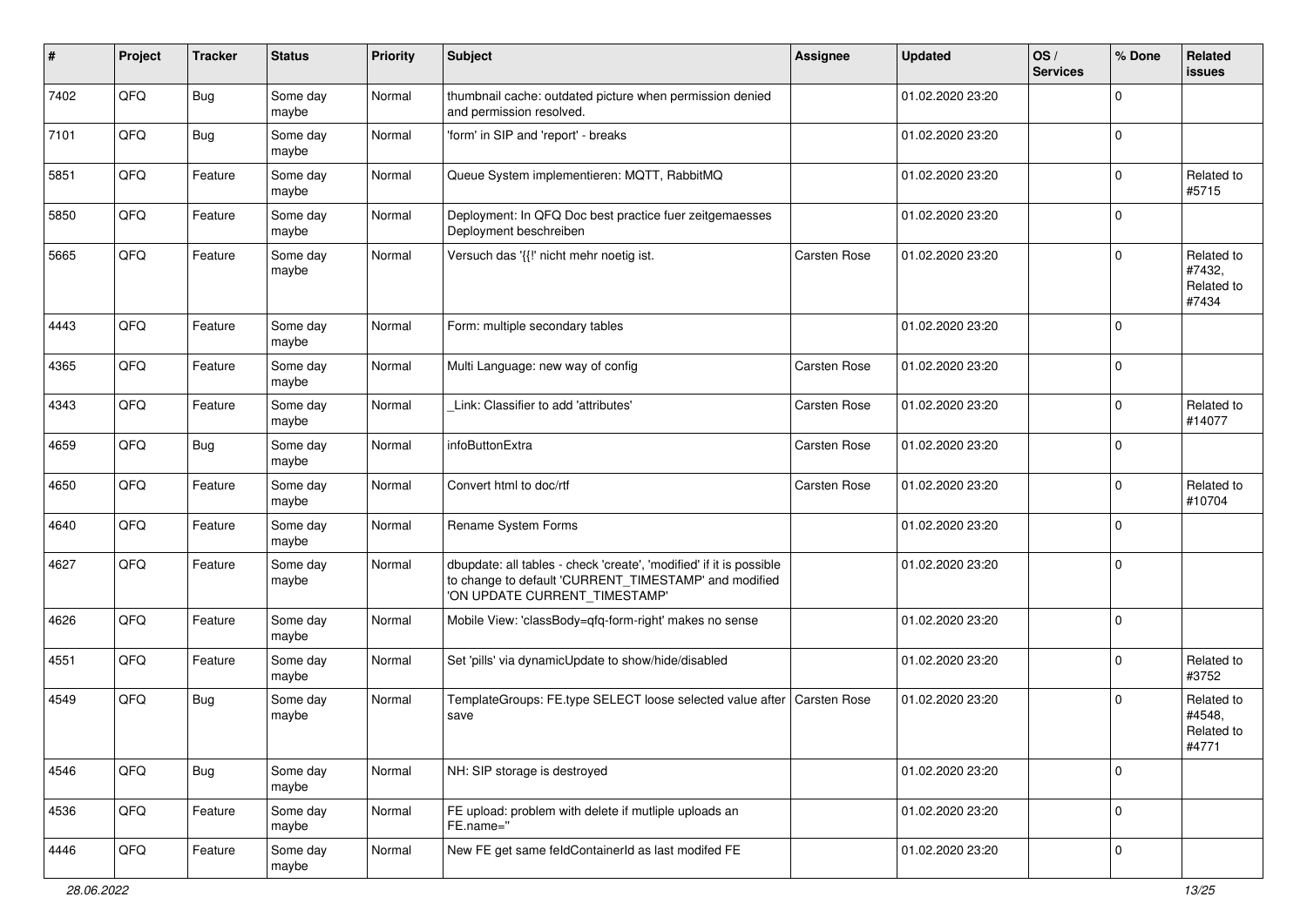| # | Project | Tracker | Status | Priority | Subject | Assignee | Updated | OS / Services | % Done | Related issues |
|---|---|---|---|---|---|---|---|---|---|---|
| 7402 | QFQ | Bug | Some day maybe | Normal | thumbnail cache: outdated picture when permission denied and permission resolved. | | 01.02.2020 23:20 | | 0 | |
| 7101 | QFQ | Bug | Some day maybe | Normal | 'form' in SIP and 'report' - breaks | | 01.02.2020 23:20 | | 0 | |
| 5851 | QFQ | Feature | Some day maybe | Normal | Queue System implementieren: MQTT, RabbitMQ | | 01.02.2020 23:20 | | 0 | Related to #5715 |
| 5850 | QFQ | Feature | Some day maybe | Normal | Deployment: In QFQ Doc best practice fuer zeitgemaesses Deployment beschreiben | | 01.02.2020 23:20 | | 0 | |
| 5665 | QFQ | Feature | Some day maybe | Normal | Versuch das '{{!' nicht mehr noetig ist. | Carsten Rose | 01.02.2020 23:20 | | 0 | Related to #7432, Related to #7434 |
| 4443 | QFQ | Feature | Some day maybe | Normal | Form: multiple secondary tables | | 01.02.2020 23:20 | | 0 | |
| 4365 | QFQ | Feature | Some day maybe | Normal | Multi Language: new way of config | Carsten Rose | 01.02.2020 23:20 | | 0 | |
| 4343 | QFQ | Feature | Some day maybe | Normal | _Link: Classifier to add 'attributes' | Carsten Rose | 01.02.2020 23:20 | | 0 | Related to #14077 |
| 4659 | QFQ | Bug | Some day maybe | Normal | infoButtonExtra | Carsten Rose | 01.02.2020 23:20 | | 0 | |
| 4650 | QFQ | Feature | Some day maybe | Normal | Convert html to doc/rtf | Carsten Rose | 01.02.2020 23:20 | | 0 | Related to #10704 |
| 4640 | QFQ | Feature | Some day maybe | Normal | Rename System Forms | | 01.02.2020 23:20 | | 0 | |
| 4627 | QFQ | Feature | Some day maybe | Normal | dbupdate: all tables - check 'create', 'modified' if it is possible to change to default 'CURRENT_TIMESTAMP' and modified 'ON UPDATE CURRENT_TIMESTAMP' | | 01.02.2020 23:20 | | 0 | |
| 4626 | QFQ | Feature | Some day maybe | Normal | Mobile View: 'classBody=qfq-form-right' makes no sense | | 01.02.2020 23:20 | | 0 | |
| 4551 | QFQ | Feature | Some day maybe | Normal | Set 'pills' via dynamicUpdate to show/hide/disabled | | 01.02.2020 23:20 | | 0 | Related to #3752 |
| 4549 | QFQ | Bug | Some day maybe | Normal | TemplateGroups: FE.type SELECT loose selected value after save | Carsten Rose | 01.02.2020 23:20 | | 0 | Related to #4548, Related to #4771 |
| 4546 | QFQ | Bug | Some day maybe | Normal | NH: SIP storage is destroyed | | 01.02.2020 23:20 | | 0 | |
| 4536 | QFQ | Feature | Some day maybe | Normal | FE upload: problem with delete if mutliple uploads an FE.name='' | | 01.02.2020 23:20 | | 0 | |
| 4446 | QFQ | Feature | Some day maybe | Normal | New FE get same feldContainerId as last modifed FE | | 01.02.2020 23:20 | | 0 | |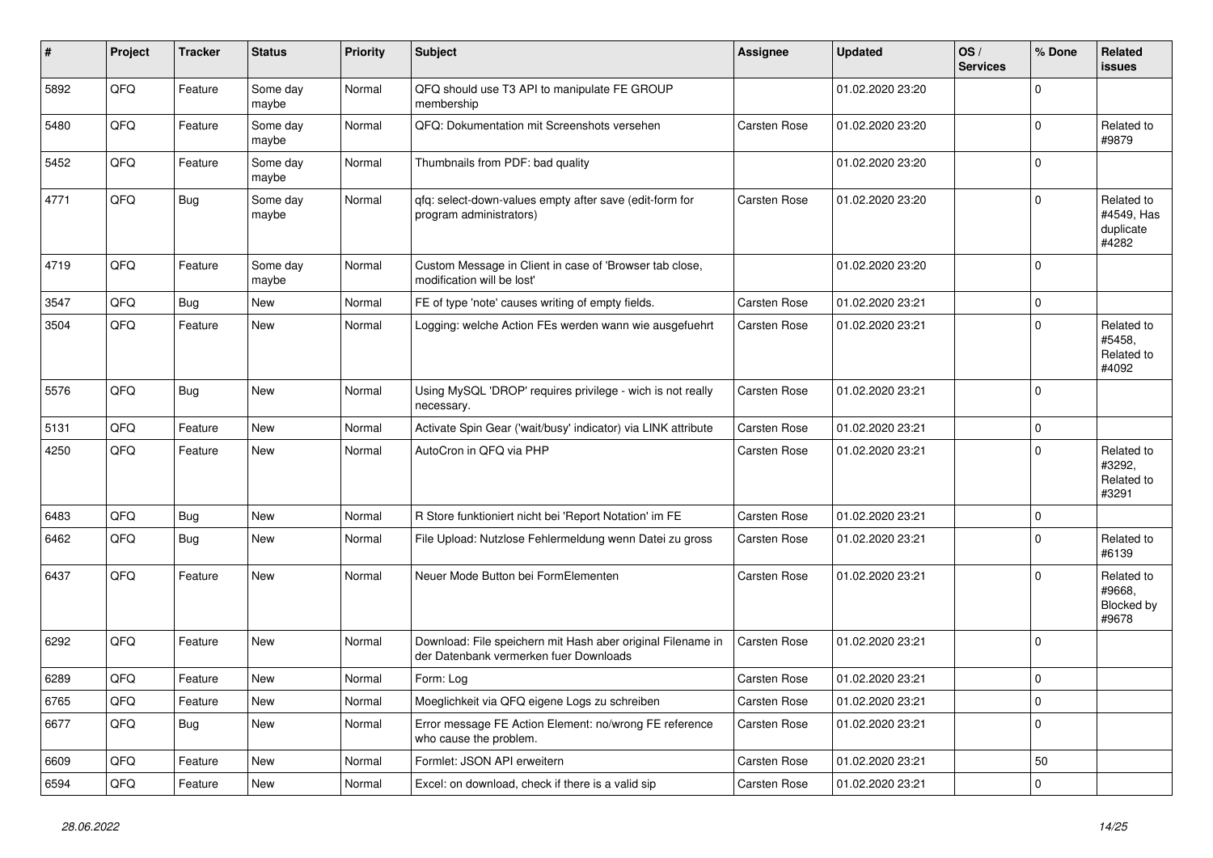| # | Project | Tracker | Status | Priority | Subject | Assignee | Updated | OS / Services | % Done | Related issues |
|---|---|---|---|---|---|---|---|---|---|---|
| 5892 | QFQ | Feature | Some day maybe | Normal | QFQ should use T3 API to manipulate FE GROUP membership | | 01.02.2020 23:20 | | 0 | |
| 5480 | QFQ | Feature | Some day maybe | Normal | QFQ: Dokumentation mit Screenshots versehen | Carsten Rose | 01.02.2020 23:20 | | 0 | Related to #9879 |
| 5452 | QFQ | Feature | Some day maybe | Normal | Thumbnails from PDF: bad quality | | 01.02.2020 23:20 | | 0 | |
| 4771 | QFQ | Bug | Some day maybe | Normal | qfq: select-down-values empty after save (edit-form for program administrators) | Carsten Rose | 01.02.2020 23:20 | | 0 | Related to #4549, Has duplicate #4282 |
| 4719 | QFQ | Feature | Some day maybe | Normal | Custom Message in Client in case of 'Browser tab close, modification will be lost' | | 01.02.2020 23:20 | | 0 | |
| 3547 | QFQ | Bug | New | Normal | FE of type 'note' causes writing of empty fields. | Carsten Rose | 01.02.2020 23:21 | | 0 | |
| 3504 | QFQ | Feature | New | Normal | Logging: welche Action FEs werden wann wie ausgefuehrt | Carsten Rose | 01.02.2020 23:21 | | 0 | Related to #5458, Related to #4092 |
| 5576 | QFQ | Bug | New | Normal | Using MySQL 'DROP' requires privilege - wich is not really necessary. | Carsten Rose | 01.02.2020 23:21 | | 0 | |
| 5131 | QFQ | Feature | New | Normal | Activate Spin Gear ('wait/busy' indicator) via LINK attribute | Carsten Rose | 01.02.2020 23:21 | | 0 | |
| 4250 | QFQ | Feature | New | Normal | AutoCron in QFQ via PHP | Carsten Rose | 01.02.2020 23:21 | | 0 | Related to #3292, Related to #3291 |
| 6483 | QFQ | Bug | New | Normal | R Store funktioniert nicht bei 'Report Notation' im FE | Carsten Rose | 01.02.2020 23:21 | | 0 | |
| 6462 | QFQ | Bug | New | Normal | File Upload: Nutzlose Fehlermeldung wenn Datei zu gross | Carsten Rose | 01.02.2020 23:21 | | 0 | Related to #6139 |
| 6437 | QFQ | Feature | New | Normal | Neuer Mode Button bei FormElementen | Carsten Rose | 01.02.2020 23:21 | | 0 | Related to #9668, Blocked by #9678 |
| 6292 | QFQ | Feature | New | Normal | Download: File speichern mit Hash aber original Filename in der Datenbank vermerken fuer Downloads | Carsten Rose | 01.02.2020 23:21 | | 0 | |
| 6289 | QFQ | Feature | New | Normal | Form: Log | Carsten Rose | 01.02.2020 23:21 | | 0 | |
| 6765 | QFQ | Feature | New | Normal | Moeglichkeit via QFQ eigene Logs zu schreiben | Carsten Rose | 01.02.2020 23:21 | | 0 | |
| 6677 | QFQ | Bug | New | Normal | Error message FE Action Element: no/wrong FE reference who cause the problem. | Carsten Rose | 01.02.2020 23:21 | | 0 | |
| 6609 | QFQ | Feature | New | Normal | Formlet: JSON API erweitern | Carsten Rose | 01.02.2020 23:21 | | 50 | |
| 6594 | QFQ | Feature | New | Normal | Excel: on download, check if there is a valid sip | Carsten Rose | 01.02.2020 23:21 | | 0 | |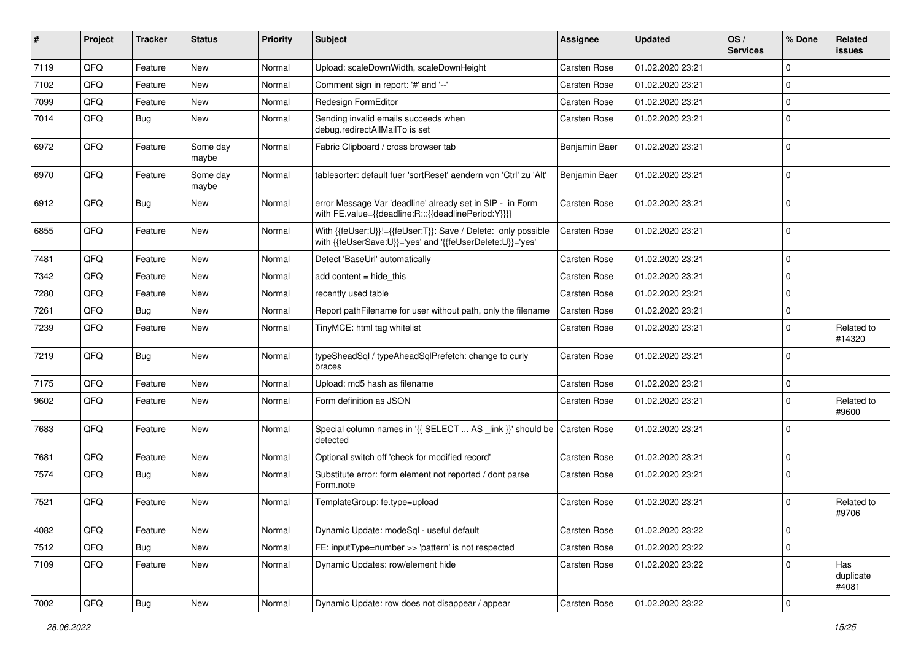| # | Project | Tracker | Status | Priority | Subject | Assignee | Updated | OS / Services | % Done | Related issues |
|---|---|---|---|---|---|---|---|---|---|---|
| 7119 | QFQ | Feature | New | Normal | Upload: scaleDownWidth, scaleDownHeight | Carsten Rose | 01.02.2020 23:21 | | 0 | |
| 7102 | QFQ | Feature | New | Normal | Comment sign in report: '#' and '--' | Carsten Rose | 01.02.2020 23:21 | | 0 | |
| 7099 | QFQ | Feature | New | Normal | Redesign FormEditor | Carsten Rose | 01.02.2020 23:21 | | 0 | |
| 7014 | QFQ | Bug | New | Normal | Sending invalid emails succeeds when debug.redirectAllMailTo is set | Carsten Rose | 01.02.2020 23:21 | | 0 | |
| 6972 | QFQ | Feature | Some day maybe | Normal | Fabric Clipboard / cross browser tab | Benjamin Baer | 01.02.2020 23:21 | | 0 | |
| 6970 | QFQ | Feature | Some day maybe | Normal | tablesorter: default fuer 'sortReset' aendern von 'Ctrl' zu 'Alt' | Benjamin Baer | 01.02.2020 23:21 | | 0 | |
| 6912 | QFQ | Bug | New | Normal | error Message Var 'deadline' already set in SIP - in Form with FE.value={{deadline:R:::{{deadlinePeriod:Y}}}} | Carsten Rose | 01.02.2020 23:21 | | 0 | |
| 6855 | QFQ | Feature | New | Normal | With {{feUser:U}}!={{feUser:T}}: Save / Delete: only possible with {{feUserSave:U}}='yes' and '{{feUserDelete:U}}='yes' | Carsten Rose | 01.02.2020 23:21 | | 0 | |
| 7481 | QFQ | Feature | New | Normal | Detect 'BaseUrl' automatically | Carsten Rose | 01.02.2020 23:21 | | 0 | |
| 7342 | QFQ | Feature | New | Normal | add content = hide_this | Carsten Rose | 01.02.2020 23:21 | | 0 | |
| 7280 | QFQ | Feature | New | Normal | recently used table | Carsten Rose | 01.02.2020 23:21 | | 0 | |
| 7261 | QFQ | Bug | New | Normal | Report pathFilename for user without path, only the filename | Carsten Rose | 01.02.2020 23:21 | | 0 | |
| 7239 | QFQ | Feature | New | Normal | TinyMCE: html tag whitelist | Carsten Rose | 01.02.2020 23:21 | | 0 | Related to #14320 |
| 7219 | QFQ | Bug | New | Normal | typeSheadSql / typeAheadSqlPrefetch: change to curly braces | Carsten Rose | 01.02.2020 23:21 | | 0 | |
| 7175 | QFQ | Feature | New | Normal | Upload: md5 hash as filename | Carsten Rose | 01.02.2020 23:21 | | 0 | |
| 9602 | QFQ | Feature | New | Normal | Form definition as JSON | Carsten Rose | 01.02.2020 23:21 | | 0 | Related to #9600 |
| 7683 | QFQ | Feature | New | Normal | Special column names in '{{ SELECT ... AS _link }}' should be detected | Carsten Rose | 01.02.2020 23:21 | | 0 | |
| 7681 | QFQ | Feature | New | Normal | Optional switch off 'check for modified record' | Carsten Rose | 01.02.2020 23:21 | | 0 | |
| 7574 | QFQ | Bug | New | Normal | Substitute error: form element not reported / dont parse Form.note | Carsten Rose | 01.02.2020 23:21 | | 0 | |
| 7521 | QFQ | Feature | New | Normal | TemplateGroup: fe.type=upload | Carsten Rose | 01.02.2020 23:21 | | 0 | Related to #9706 |
| 4082 | QFQ | Feature | New | Normal | Dynamic Update: modeSql - useful default | Carsten Rose | 01.02.2020 23:22 | | 0 | |
| 7512 | QFQ | Bug | New | Normal | FE: inputType=number >> 'pattern' is not respected | Carsten Rose | 01.02.2020 23:22 | | 0 | |
| 7109 | QFQ | Feature | New | Normal | Dynamic Updates: row/element hide | Carsten Rose | 01.02.2020 23:22 | | 0 | Has duplicate #4081 |
| 7002 | QFQ | Bug | New | Normal | Dynamic Update: row does not disappear / appear | Carsten Rose | 01.02.2020 23:22 | | 0 | |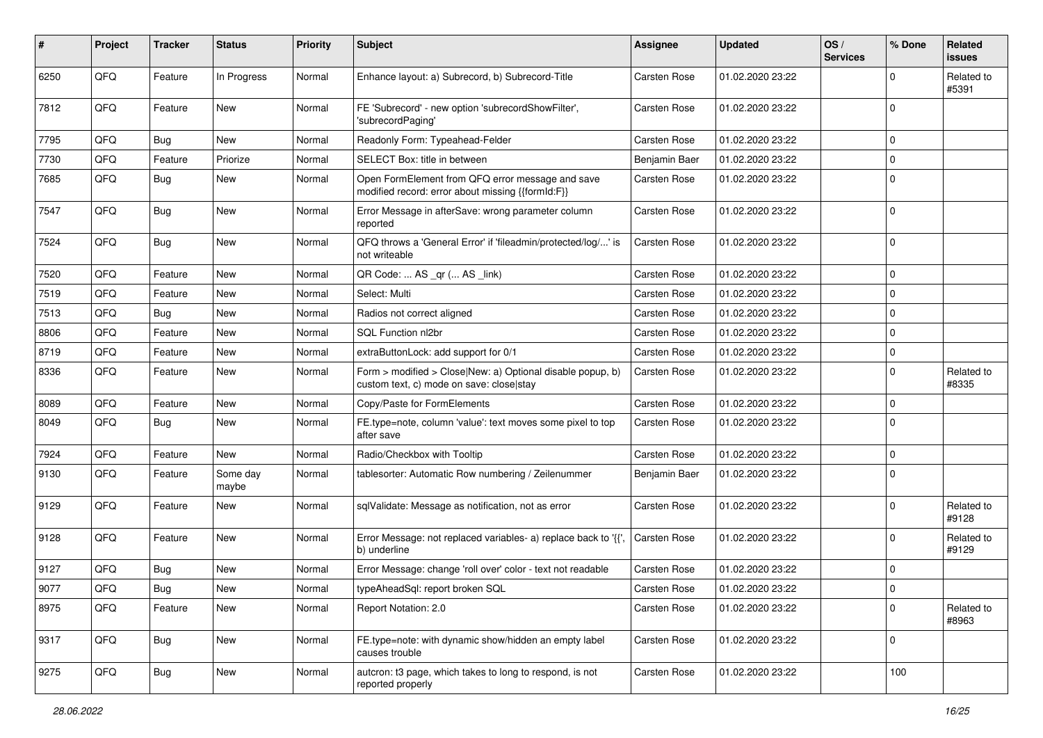| # | Project | Tracker | Status | Priority | Subject | Assignee | Updated | OS / Services | % Done | Related issues |
|---|---|---|---|---|---|---|---|---|---|---|
| 6250 | QFQ | Feature | In Progress | Normal | Enhance layout: a) Subrecord, b) Subrecord-Title | Carsten Rose | 01.02.2020 23:22 | | 0 | Related to #5391 |
| 7812 | QFQ | Feature | New | Normal | FE 'Subrecord' - new option 'subrecordShowFilter', 'subrecordPaging' | Carsten Rose | 01.02.2020 23:22 | | 0 | |
| 7795 | QFQ | Bug | New | Normal | Readonly Form: Typeahead-Felder | Carsten Rose | 01.02.2020 23:22 | | 0 | |
| 7730 | QFQ | Feature | Priorize | Normal | SELECT Box: title in between | Benjamin Baer | 01.02.2020 23:22 | | 0 | |
| 7685 | QFQ | Bug | New | Normal | Open FormElement from QFQ error message and save modified record: error about missing {{formId:F}} | Carsten Rose | 01.02.2020 23:22 | | 0 | |
| 7547 | QFQ | Bug | New | Normal | Error Message in afterSave: wrong parameter column reported | Carsten Rose | 01.02.2020 23:22 | | 0 | |
| 7524 | QFQ | Bug | New | Normal | QFQ throws a 'General Error' if 'fileadmin/protected/log/...' is not writeable | Carsten Rose | 01.02.2020 23:22 | | 0 | |
| 7520 | QFQ | Feature | New | Normal | QR Code: ... AS _qr (... AS _link) | Carsten Rose | 01.02.2020 23:22 | | 0 | |
| 7519 | QFQ | Feature | New | Normal | Select: Multi | Carsten Rose | 01.02.2020 23:22 | | 0 | |
| 7513 | QFQ | Bug | New | Normal | Radios not correct aligned | Carsten Rose | 01.02.2020 23:22 | | 0 | |
| 8806 | QFQ | Feature | New | Normal | SQL Function nl2br | Carsten Rose | 01.02.2020 23:22 | | 0 | |
| 8719 | QFQ | Feature | New | Normal | extraButtonLock: add support for 0/1 | Carsten Rose | 01.02.2020 23:22 | | 0 | |
| 8336 | QFQ | Feature | New | Normal | Form > modified > Close\|New: a) Optional disable popup, b) custom text, c) mode on save: close\|stay | Carsten Rose | 01.02.2020 23:22 | | 0 | Related to #8335 |
| 8089 | QFQ | Feature | New | Normal | Copy/Paste for FormElements | Carsten Rose | 01.02.2020 23:22 | | 0 | |
| 8049 | QFQ | Bug | New | Normal | FE.type=note, column 'value': text moves some pixel to top after save | Carsten Rose | 01.02.2020 23:22 | | 0 | |
| 7924 | QFQ | Feature | New | Normal | Radio/Checkbox with Tooltip | Carsten Rose | 01.02.2020 23:22 | | 0 | |
| 9130 | QFQ | Feature | Some day maybe | Normal | tablesorter: Automatic Row numbering / Zeilenummer | Benjamin Baer | 01.02.2020 23:22 | | 0 | |
| 9129 | QFQ | Feature | New | Normal | sqlValidate: Message as notification, not as error | Carsten Rose | 01.02.2020 23:22 | | 0 | Related to #9128 |
| 9128 | QFQ | Feature | New | Normal | Error Message: not replaced variables- a) replace back to '{{', b) underline | Carsten Rose | 01.02.2020 23:22 | | 0 | Related to #9129 |
| 9127 | QFQ | Bug | New | Normal | Error Message: change 'roll over' color - text not readable | Carsten Rose | 01.02.2020 23:22 | | 0 | |
| 9077 | QFQ | Bug | New | Normal | typeAheadSql: report broken SQL | Carsten Rose | 01.02.2020 23:22 | | 0 | |
| 8975 | QFQ | Feature | New | Normal | Report Notation: 2.0 | Carsten Rose | 01.02.2020 23:22 | | 0 | Related to #8963 |
| 9317 | QFQ | Bug | New | Normal | FE.type=note: with dynamic show/hidden an empty label causes trouble | Carsten Rose | 01.02.2020 23:22 | | 0 | |
| 9275 | QFQ | Bug | New | Normal | autcron: t3 page, which takes to long to respond, is not reported properly | Carsten Rose | 01.02.2020 23:22 | | 100 | |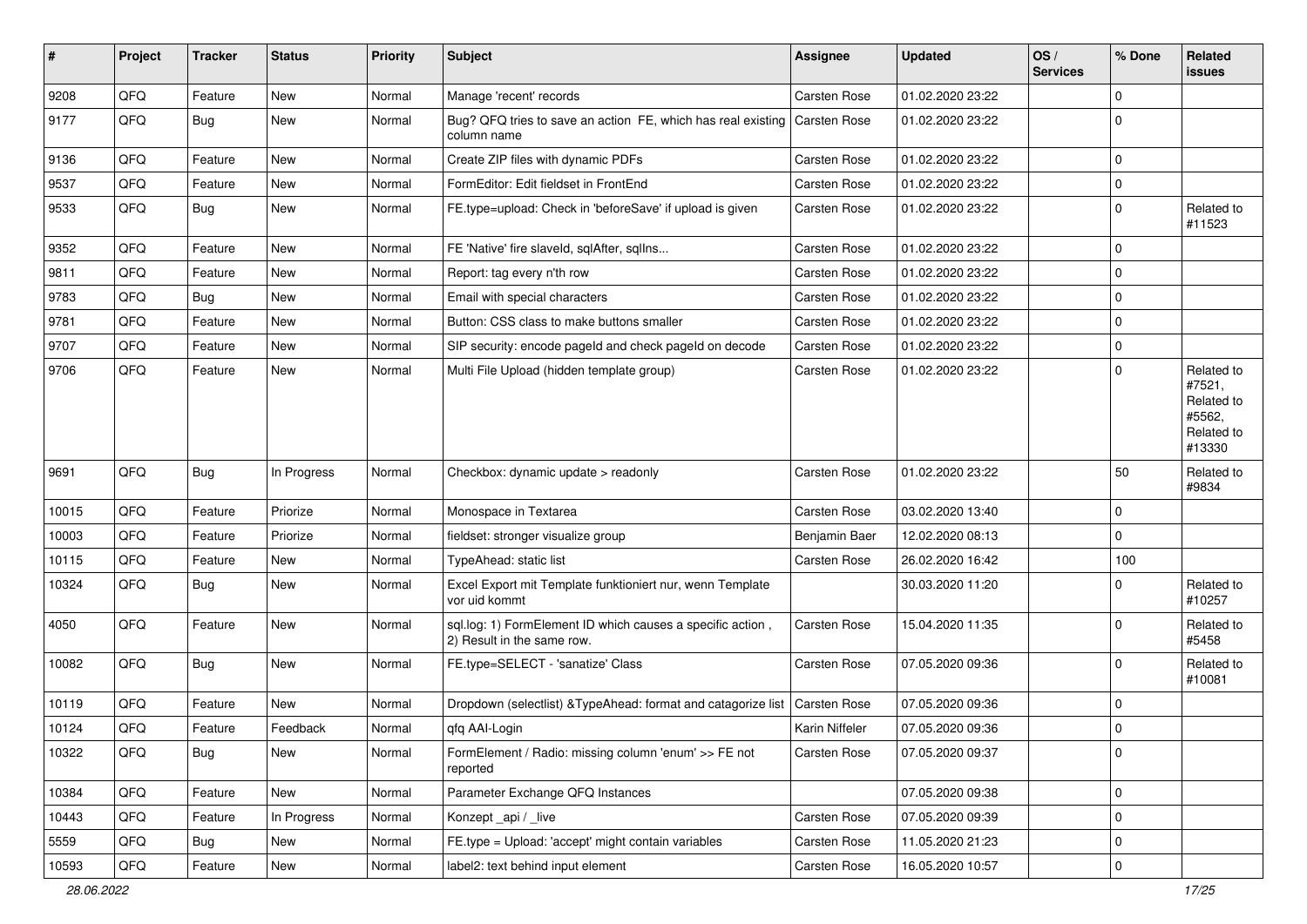| # | Project | Tracker | Status | Priority | Subject | Assignee | Updated | OS / Services | % Done | Related issues |
|---|---|---|---|---|---|---|---|---|---|---|
| 9208 | QFQ | Feature | New | Normal | Manage 'recent' records | Carsten Rose | 01.02.2020 23:22 | | 0 | |
| 9177 | QFQ | Bug | New | Normal | Bug? QFQ tries to save an action FE, which has real existing column name | Carsten Rose | 01.02.2020 23:22 | | 0 | |
| 9136 | QFQ | Feature | New | Normal | Create ZIP files with dynamic PDFs | Carsten Rose | 01.02.2020 23:22 | | 0 | |
| 9537 | QFQ | Feature | New | Normal | FormEditor: Edit fieldset in FrontEnd | Carsten Rose | 01.02.2020 23:22 | | 0 | |
| 9533 | QFQ | Bug | New | Normal | FE.type=upload: Check in 'beforeSave' if upload is given | Carsten Rose | 01.02.2020 23:22 | | 0 | Related to #11523 |
| 9352 | QFQ | Feature | New | Normal | FE 'Native' fire slaveld, sqlAfter, sqlIns... | Carsten Rose | 01.02.2020 23:22 | | 0 | |
| 9811 | QFQ | Feature | New | Normal | Report: tag every n'th row | Carsten Rose | 01.02.2020 23:22 | | 0 | |
| 9783 | QFQ | Bug | New | Normal | Email with special characters | Carsten Rose | 01.02.2020 23:22 | | 0 | |
| 9781 | QFQ | Feature | New | Normal | Button: CSS class to make buttons smaller | Carsten Rose | 01.02.2020 23:22 | | 0 | |
| 9707 | QFQ | Feature | New | Normal | SIP security: encode pageId and check pageId on decode | Carsten Rose | 01.02.2020 23:22 | | 0 | |
| 9706 | QFQ | Feature | New | Normal | Multi File Upload (hidden template group) | Carsten Rose | 01.02.2020 23:22 | | 0 | Related to #7521, Related to #5562, Related to #13330 |
| 9691 | QFQ | Bug | In Progress | Normal | Checkbox: dynamic update > readonly | Carsten Rose | 01.02.2020 23:22 | | 50 | Related to #9834 |
| 10015 | QFQ | Feature | Priorize | Normal | Monospace in Textarea | Carsten Rose | 03.02.2020 13:40 | | 0 | |
| 10003 | QFQ | Feature | Priorize | Normal | fieldset: stronger visualize group | Benjamin Baer | 12.02.2020 08:13 | | 0 | |
| 10115 | QFQ | Feature | New | Normal | TypeAhead: static list | Carsten Rose | 26.02.2020 16:42 | | 100 | |
| 10324 | QFQ | Bug | New | Normal | Excel Export mit Template funktioniert nur, wenn Template vor uid kommt | | 30.03.2020 11:20 | | 0 | Related to #10257 |
| 4050 | QFQ | Feature | New | Normal | sql.log: 1) FormElement ID which causes a specific action , 2) Result in the same row. | Carsten Rose | 15.04.2020 11:35 | | 0 | Related to #5458 |
| 10082 | QFQ | Bug | New | Normal | FE.type=SELECT - 'sanatize' Class | Carsten Rose | 07.05.2020 09:36 | | 0 | Related to #10081 |
| 10119 | QFQ | Feature | New | Normal | Dropdown (selectlist) &TypeAhead: format and catagorize list | Carsten Rose | 07.05.2020 09:36 | | 0 | |
| 10124 | QFQ | Feature | Feedback | Normal | qfq AAI-Login | Karin Niffeler | 07.05.2020 09:36 | | 0 | |
| 10322 | QFQ | Bug | New | Normal | FormElement / Radio: missing column 'enum' >> FE not reported | Carsten Rose | 07.05.2020 09:37 | | 0 | |
| 10384 | QFQ | Feature | New | Normal | Parameter Exchange QFQ Instances | | 07.05.2020 09:38 | | 0 | |
| 10443 | QFQ | Feature | In Progress | Normal | Konzept _api / _live | Carsten Rose | 07.05.2020 09:39 | | 0 | |
| 5559 | QFQ | Bug | New | Normal | FE.type = Upload: 'accept' might contain variables | Carsten Rose | 11.05.2020 21:23 | | 0 | |
| 10593 | QFQ | Feature | New | Normal | label2: text behind input element | Carsten Rose | 16.05.2020 10:57 | | 0 | |

28.06.2022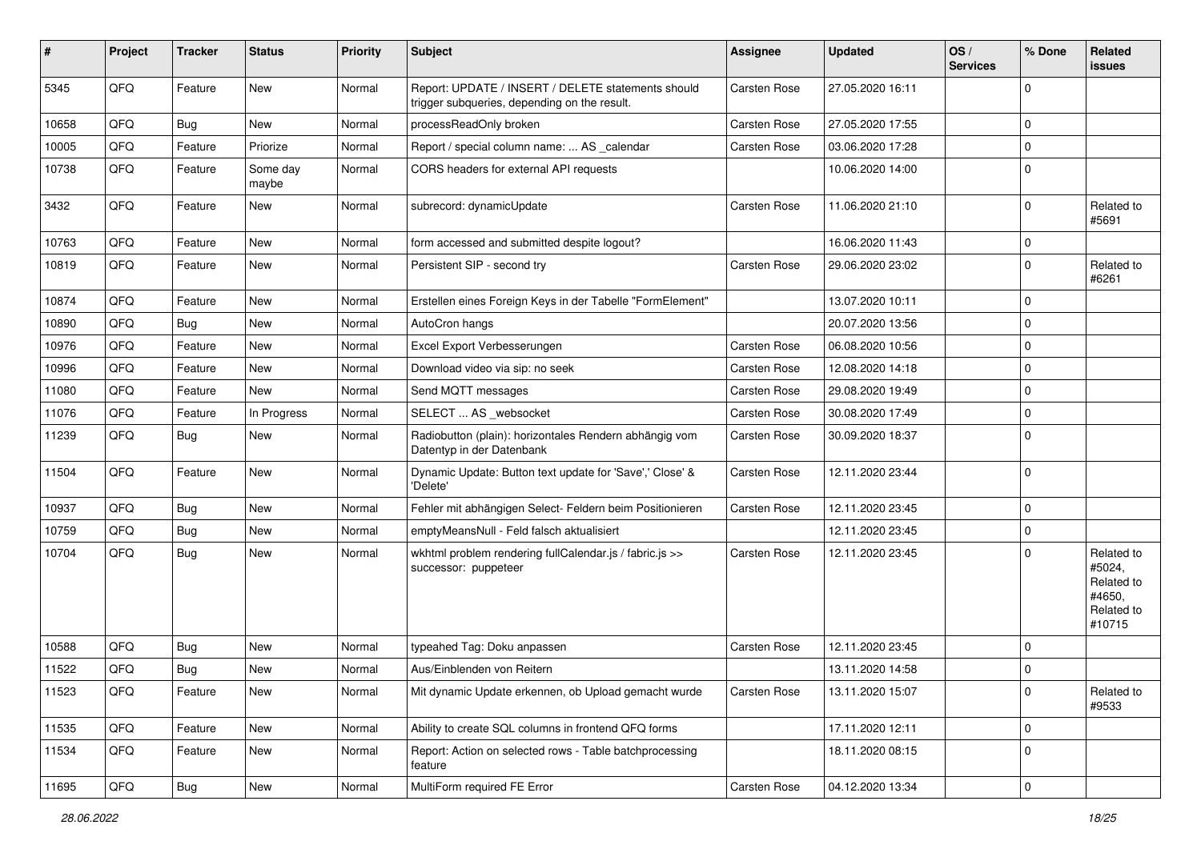| # | Project | Tracker | Status | Priority | Subject | Assignee | Updated | OS / Services | % Done | Related issues |
|---|---|---|---|---|---|---|---|---|---|---|
| 5345 | QFQ | Feature | New | Normal | Report: UPDATE / INSERT / DELETE statements should trigger subqueries, depending on the result. | Carsten Rose | 27.05.2020 16:11 | | 0 | |
| 10658 | QFQ | Bug | New | Normal | processReadOnly broken | Carsten Rose | 27.05.2020 17:55 | | 0 | |
| 10005 | QFQ | Feature | Priorize | Normal | Report / special column name: ... AS _calendar | Carsten Rose | 03.06.2020 17:28 | | 0 | |
| 10738 | QFQ | Feature | Some day maybe | Normal | CORS headers for external API requests | | 10.06.2020 14:00 | | 0 | |
| 3432 | QFQ | Feature | New | Normal | subrecord: dynamicUpdate | Carsten Rose | 11.06.2020 21:10 | | 0 | Related to #5691 |
| 10763 | QFQ | Feature | New | Normal | form accessed and submitted despite logout? | | 16.06.2020 11:43 | | 0 | |
| 10819 | QFQ | Feature | New | Normal | Persistent SIP - second try | Carsten Rose | 29.06.2020 23:02 | | 0 | Related to #6261 |
| 10874 | QFQ | Feature | New | Normal | Erstellen eines Foreign Keys in der Tabelle "FormElement" | | 13.07.2020 10:11 | | 0 | |
| 10890 | QFQ | Bug | New | Normal | AutoCron hangs | | 20.07.2020 13:56 | | 0 | |
| 10976 | QFQ | Feature | New | Normal | Excel Export Verbesserungen | Carsten Rose | 06.08.2020 10:56 | | 0 | |
| 10996 | QFQ | Feature | New | Normal | Download video via sip: no seek | Carsten Rose | 12.08.2020 14:18 | | 0 | |
| 11080 | QFQ | Feature | New | Normal | Send MQTT messages | Carsten Rose | 29.08.2020 19:49 | | 0 | |
| 11076 | QFQ | Feature | In Progress | Normal | SELECT ... AS _websocket | Carsten Rose | 30.08.2020 17:49 | | 0 | |
| 11239 | QFQ | Bug | New | Normal | Radiobutton (plain): horizontales Rendern abhängig vom Datentyp in der Datenbank | Carsten Rose | 30.09.2020 18:37 | | 0 | |
| 11504 | QFQ | Feature | New | Normal | Dynamic Update: Button text update for 'Save',' Close' & 'Delete' | Carsten Rose | 12.11.2020 23:44 | | 0 | |
| 10937 | QFQ | Bug | New | Normal | Fehler mit abhängigen Select- Feldern beim Positionieren | Carsten Rose | 12.11.2020 23:45 | | 0 | |
| 10759 | QFQ | Bug | New | Normal | emptyMeansNull - Feld falsch aktualisiert | | 12.11.2020 23:45 | | 0 | |
| 10704 | QFQ | Bug | New | Normal | wkhtml problem rendering fullCalendar.js / fabric.js >> successor: puppeteer | Carsten Rose | 12.11.2020 23:45 | | 0 | Related to #5024, Related to #4650, Related to #10715 |
| 10588 | QFQ | Bug | New | Normal | typeahed Tag: Doku anpassen | Carsten Rose | 12.11.2020 23:45 | | 0 | |
| 11522 | QFQ | Bug | New | Normal | Aus/Einblenden von Reitern | | 13.11.2020 14:58 | | 0 | |
| 11523 | QFQ | Feature | New | Normal | Mit dynamic Update erkennen, ob Upload gemacht wurde | Carsten Rose | 13.11.2020 15:07 | | 0 | Related to #9533 |
| 11535 | QFQ | Feature | New | Normal | Ability to create SQL columns in frontend QFQ forms | | 17.11.2020 12:11 | | 0 | |
| 11534 | QFQ | Feature | New | Normal | Report: Action on selected rows - Table batchprocessing feature | | 18.11.2020 08:15 | | 0 | |
| 11695 | QFQ | Bug | New | Normal | MultiForm required FE Error | Carsten Rose | 04.12.2020 13:34 | | 0 | |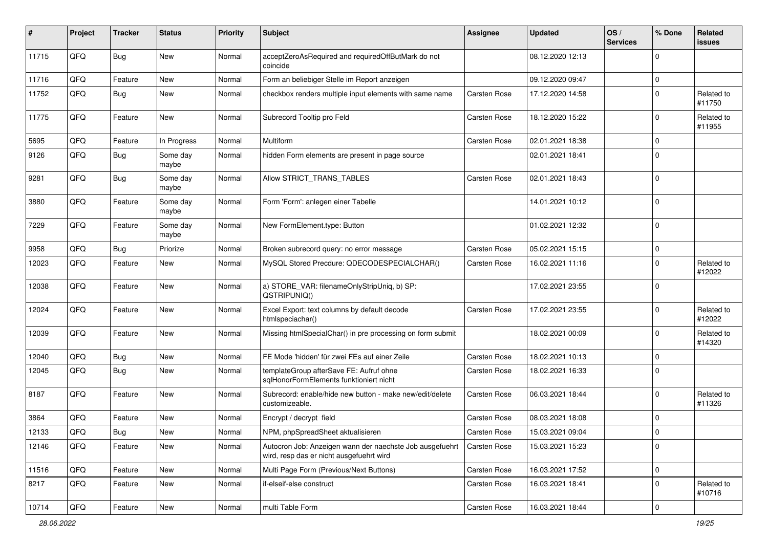| # | Project | Tracker | Status | Priority | Subject | Assignee | Updated | OS / Services | % Done | Related issues |
|---|---|---|---|---|---|---|---|---|---|---|
| 11715 | QFQ | Bug | New | Normal | acceptZeroAsRequired and requiredOffButMark do not coincide | | 08.12.2020 12:13 | | 0 | |
| 11716 | QFQ | Feature | New | Normal | Form an beliebiger Stelle im Report anzeigen | | 09.12.2020 09:47 | | 0 | |
| 11752 | QFQ | Bug | New | Normal | checkbox renders multiple input elements with same name | Carsten Rose | 17.12.2020 14:58 | | 0 | Related to #11750 |
| 11775 | QFQ | Feature | New | Normal | Subrecord Tooltip pro Feld | Carsten Rose | 18.12.2020 15:22 | | 0 | Related to #11955 |
| 5695 | QFQ | Feature | In Progress | Normal | Multiform | Carsten Rose | 02.01.2021 18:38 | | 0 | |
| 9126 | QFQ | Bug | Some day maybe | Normal | hidden Form elements are present in page source | | 02.01.2021 18:41 | | 0 | |
| 9281 | QFQ | Bug | Some day maybe | Normal | Allow STRICT_TRANS_TABLES | Carsten Rose | 02.01.2021 18:43 | | 0 | |
| 3880 | QFQ | Feature | Some day maybe | Normal | Form 'Form': anlegen einer Tabelle | | 14.01.2021 10:12 | | 0 | |
| 7229 | QFQ | Feature | Some day maybe | Normal | New FormElement.type: Button | | 01.02.2021 12:32 | | 0 | |
| 9958 | QFQ | Bug | Priorize | Normal | Broken subrecord query: no error message | Carsten Rose | 05.02.2021 15:15 | | 0 | |
| 12023 | QFQ | Feature | New | Normal | MySQL Stored Precdure: QDECODESPECIALCHAR() | Carsten Rose | 16.02.2021 11:16 | | 0 | Related to #12022 |
| 12038 | QFQ | Feature | New | Normal | a) STORE_VAR: filenameOnlyStripUniq, b) SP: QSTRIPUNIQ() | | 17.02.2021 23:55 | | 0 | |
| 12024 | QFQ | Feature | New | Normal | Excel Export: text columns by default decode htmlspeciachar() | Carsten Rose | 17.02.2021 23:55 | | 0 | Related to #12022 |
| 12039 | QFQ | Feature | New | Normal | Missing htmlSpecialChar() in pre processing on form submit | | 18.02.2021 00:09 | | 0 | Related to #14320 |
| 12040 | QFQ | Bug | New | Normal | FE Mode 'hidden' für zwei FEs auf einer Zeile | Carsten Rose | 18.02.2021 10:13 | | 0 | |
| 12045 | QFQ | Bug | New | Normal | templateGroup afterSave FE: Aufruf ohne sqlHonorFormElements funktioniert nicht | Carsten Rose | 18.02.2021 16:33 | | 0 | |
| 8187 | QFQ | Feature | New | Normal | Subrecord: enable/hide new button - make new/edit/delete customizeable. | Carsten Rose | 06.03.2021 18:44 | | 0 | Related to #11326 |
| 3864 | QFQ | Feature | New | Normal | Encrypt / decrypt field | Carsten Rose | 08.03.2021 18:08 | | 0 | |
| 12133 | QFQ | Bug | New | Normal | NPM, phpSpreadSheet aktualisieren | Carsten Rose | 15.03.2021 09:04 | | 0 | |
| 12146 | QFQ | Feature | New | Normal | Autocron Job: Anzeigen wann der naechste Job ausgefuehrt wird, resp das er nicht ausgefuehrt wird | Carsten Rose | 15.03.2021 15:23 | | 0 | |
| 11516 | QFQ | Feature | New | Normal | Multi Page Form (Previous/Next Buttons) | Carsten Rose | 16.03.2021 17:52 | | 0 | |
| 8217 | QFQ | Feature | New | Normal | if-elseif-else construct | Carsten Rose | 16.03.2021 18:41 | | 0 | Related to #10716 |
| 10714 | QFQ | Feature | New | Normal | multi Table Form | Carsten Rose | 16.03.2021 18:44 | | 0 | |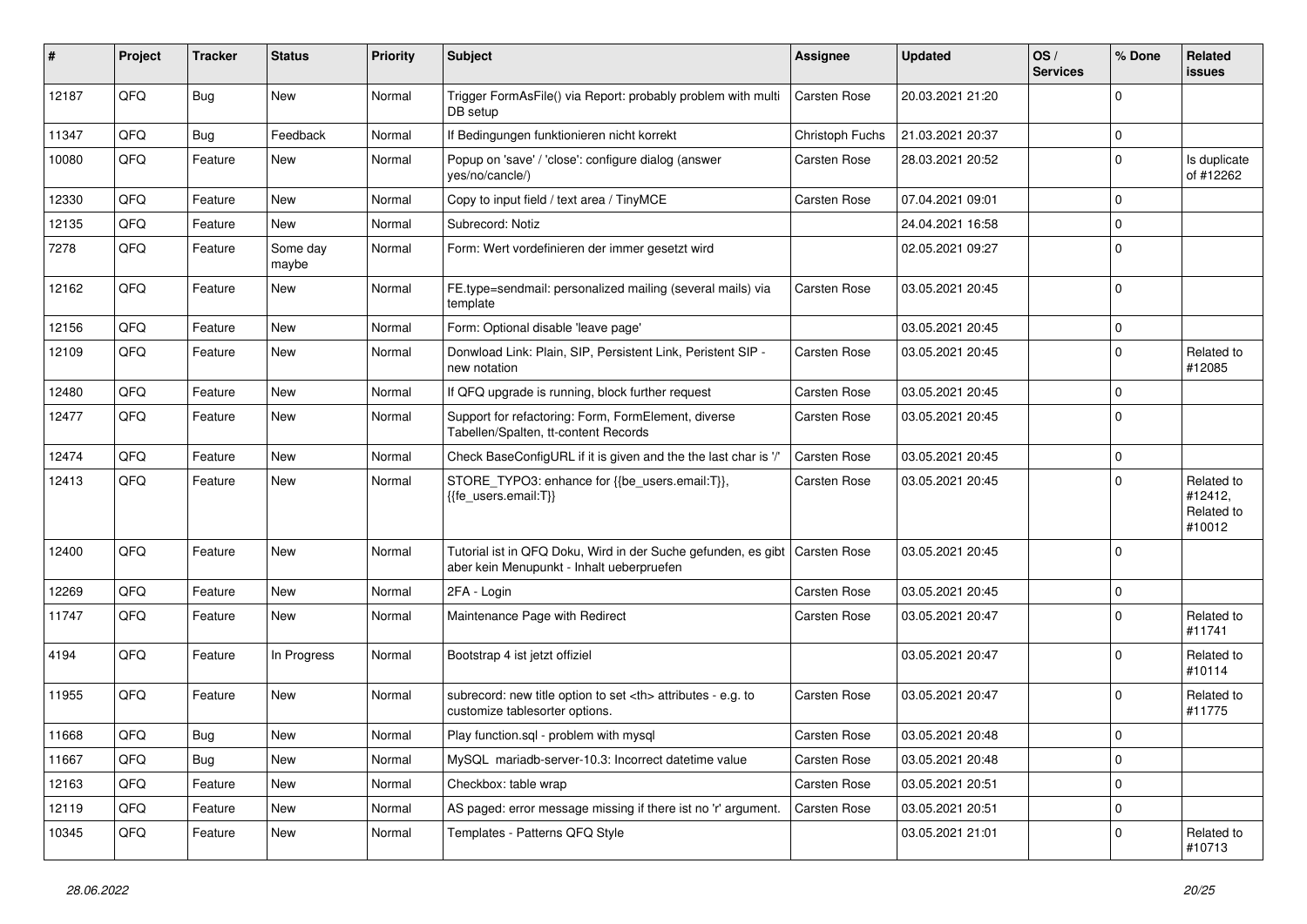| # | Project | Tracker | Status | Priority | Subject | Assignee | Updated | OS / Services | % Done | Related issues |
|---|---|---|---|---|---|---|---|---|---|---|
| 12187 | QFQ | Bug | New | Normal | Trigger FormAsFile() via Report: probably problem with multi DB setup | Carsten Rose | 20.03.2021 21:20 | | 0 | |
| 11347 | QFQ | Bug | Feedback | Normal | If Bedingungen funktionieren nicht korrekt | Christoph Fuchs | 21.03.2021 20:37 | | 0 | |
| 10080 | QFQ | Feature | New | Normal | Popup on 'save' / 'close': configure dialog (answer yes/no/cancle/) | Carsten Rose | 28.03.2021 20:52 | | 0 | Is duplicate of #12262 |
| 12330 | QFQ | Feature | New | Normal | Copy to input field / text area / TinyMCE | Carsten Rose | 07.04.2021 09:01 | | 0 | |
| 12135 | QFQ | Feature | New | Normal | Subrecord: Notiz | | 24.04.2021 16:58 | | 0 | |
| 7278 | QFQ | Feature | Some day maybe | Normal | Form: Wert vordefinieren der immer gesetzt wird | | 02.05.2021 09:27 | | 0 | |
| 12162 | QFQ | Feature | New | Normal | FE.type=sendmail: personalized mailing (several mails) via template | Carsten Rose | 03.05.2021 20:45 | | 0 | |
| 12156 | QFQ | Feature | New | Normal | Form: Optional disable 'leave page' | | 03.05.2021 20:45 | | 0 | |
| 12109 | QFQ | Feature | New | Normal | Donwload Link: Plain, SIP, Persistent Link, Peristent SIP - new notation | Carsten Rose | 03.05.2021 20:45 | | 0 | Related to #12085 |
| 12480 | QFQ | Feature | New | Normal | If QFQ upgrade is running, block further request | Carsten Rose | 03.05.2021 20:45 | | 0 | |
| 12477 | QFQ | Feature | New | Normal | Support for refactoring: Form, FormElement, diverse Tabellen/Spalten, tt-content Records | Carsten Rose | 03.05.2021 20:45 | | 0 | |
| 12474 | QFQ | Feature | New | Normal | Check BaseConfigURL if it is given and the the last char is '/' | Carsten Rose | 03.05.2021 20:45 | | 0 | |
| 12413 | QFQ | Feature | New | Normal | STORE_TYPO3: enhance for {{be_users.email:T}}, {{fe_users.email:T}} | Carsten Rose | 03.05.2021 20:45 | | 0 | Related to #12412, Related to #10012 |
| 12400 | QFQ | Feature | New | Normal | Tutorial ist in QFQ Doku, Wird in der Suche gefunden, es gibt aber kein Menupunkt - Inhalt ueberpruefen | Carsten Rose | 03.05.2021 20:45 | | 0 | |
| 12269 | QFQ | Feature | New | Normal | 2FA - Login | Carsten Rose | 03.05.2021 20:45 | | 0 | |
| 11747 | QFQ | Feature | New | Normal | Maintenance Page with Redirect | Carsten Rose | 03.05.2021 20:47 | | 0 | Related to #11741 |
| 4194 | QFQ | Feature | In Progress | Normal | Bootstrap 4 ist jetzt offiziel | | 03.05.2021 20:47 | | 0 | Related to #10114 |
| 11955 | QFQ | Feature | New | Normal | subrecord: new title option to set <th> attributes - e.g. to customize tablesorter options. | Carsten Rose | 03.05.2021 20:47 | | 0 | Related to #11775 |
| 11668 | QFQ | Bug | New | Normal | Play function.sql - problem with mysql | Carsten Rose | 03.05.2021 20:48 | | 0 | |
| 11667 | QFQ | Bug | New | Normal | MySQL mariadb-server-10.3: Incorrect datetime value | Carsten Rose | 03.05.2021 20:48 | | 0 | |
| 12163 | QFQ | Feature | New | Normal | Checkbox: table wrap | Carsten Rose | 03.05.2021 20:51 | | 0 | |
| 12119 | QFQ | Feature | New | Normal | AS paged: error message missing if there ist no 'r' argument. | Carsten Rose | 03.05.2021 20:51 | | 0 | |
| 10345 | QFQ | Feature | New | Normal | Templates - Patterns QFQ Style | | 03.05.2021 21:01 | | 0 | Related to #10713 |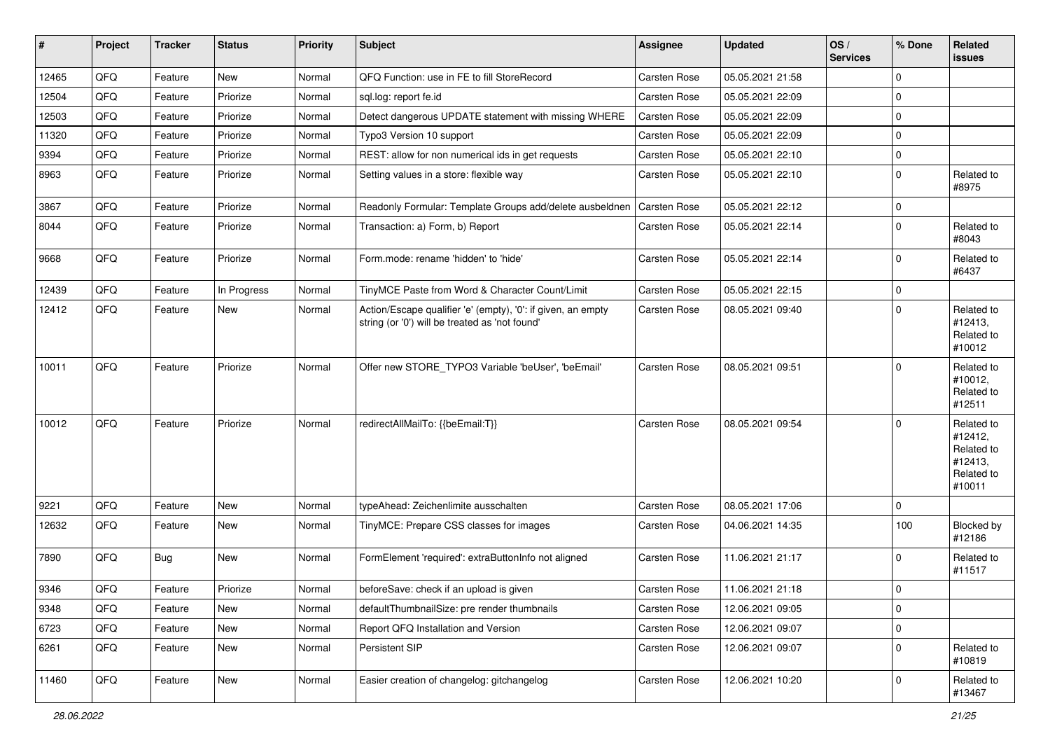| # | Project | Tracker | Status | Priority | Subject | Assignee | Updated | OS / Services | % Done | Related issues |
|---|---|---|---|---|---|---|---|---|---|---|
| 12465 | QFQ | Feature | New | Normal | QFQ Function: use in FE to fill StoreRecord | Carsten Rose | 05.05.2021 21:58 | | 0 | |
| 12504 | QFQ | Feature | Priorize | Normal | sql.log: report fe.id | Carsten Rose | 05.05.2021 22:09 | | 0 | |
| 12503 | QFQ | Feature | Priorize | Normal | Detect dangerous UPDATE statement with missing WHERE | Carsten Rose | 05.05.2021 22:09 | | 0 | |
| 11320 | QFQ | Feature | Priorize | Normal | Typo3 Version 10 support | Carsten Rose | 05.05.2021 22:09 | | 0 | |
| 9394 | QFQ | Feature | Priorize | Normal | REST: allow for non numerical ids in get requests | Carsten Rose | 05.05.2021 22:10 | | 0 | |
| 8963 | QFQ | Feature | Priorize | Normal | Setting values in a store: flexible way | Carsten Rose | 05.05.2021 22:10 | | 0 | Related to #8975 |
| 3867 | QFQ | Feature | Priorize | Normal | Readonly Formular: Template Groups add/delete ausbeldnen | Carsten Rose | 05.05.2021 22:12 | | 0 | |
| 8044 | QFQ | Feature | Priorize | Normal | Transaction: a) Form, b) Report | Carsten Rose | 05.05.2021 22:14 | | 0 | Related to #8043 |
| 9668 | QFQ | Feature | Priorize | Normal | Form.mode: rename 'hidden' to 'hide' | Carsten Rose | 05.05.2021 22:14 | | 0 | Related to #6437 |
| 12439 | QFQ | Feature | In Progress | Normal | TinyMCE Paste from Word & Character Count/Limit | Carsten Rose | 05.05.2021 22:15 | | 0 | |
| 12412 | QFQ | Feature | New | Normal | Action/Escape qualifier 'e' (empty), '0': if given, an empty string (or '0') will be treated as 'not found' | Carsten Rose | 08.05.2021 09:40 | | 0 | Related to #12413, Related to #10012 |
| 10011 | QFQ | Feature | Priorize | Normal | Offer new STORE_TYPO3 Variable 'beUser', 'beEmail' | Carsten Rose | 08.05.2021 09:51 | | 0 | Related to #10012, Related to #12511 |
| 10012 | QFQ | Feature | Priorize | Normal | redirectAllMailTo: {{beEmail:T}} | Carsten Rose | 08.05.2021 09:54 | | 0 | Related to #12412, Related to #12413, Related to #10011 |
| 9221 | QFQ | Feature | New | Normal | typeAhead: Zeichenlimite ausschalten | Carsten Rose | 08.05.2021 17:06 | | 0 | |
| 12632 | QFQ | Feature | New | Normal | TinyMCE: Prepare CSS classes for images | Carsten Rose | 04.06.2021 14:35 | | 100 | Blocked by #12186 |
| 7890 | QFQ | Bug | New | Normal | FormElement 'required': extraButtonInfo not aligned | Carsten Rose | 11.06.2021 21:17 | | 0 | Related to #11517 |
| 9346 | QFQ | Feature | Priorize | Normal | beforeSave: check if an upload is given | Carsten Rose | 11.06.2021 21:18 | | 0 | |
| 9348 | QFQ | Feature | New | Normal | defaultThumbnailSize: pre render thumbnails | Carsten Rose | 12.06.2021 09:05 | | 0 | |
| 6723 | QFQ | Feature | New | Normal | Report QFQ Installation and Version | Carsten Rose | 12.06.2021 09:07 | | 0 | |
| 6261 | QFQ | Feature | New | Normal | Persistent SIP | Carsten Rose | 12.06.2021 09:07 | | 0 | Related to #10819 |
| 11460 | QFQ | Feature | New | Normal | Easier creation of changelog: gitchangelog | Carsten Rose | 12.06.2021 10:20 | | 0 | Related to #13467 |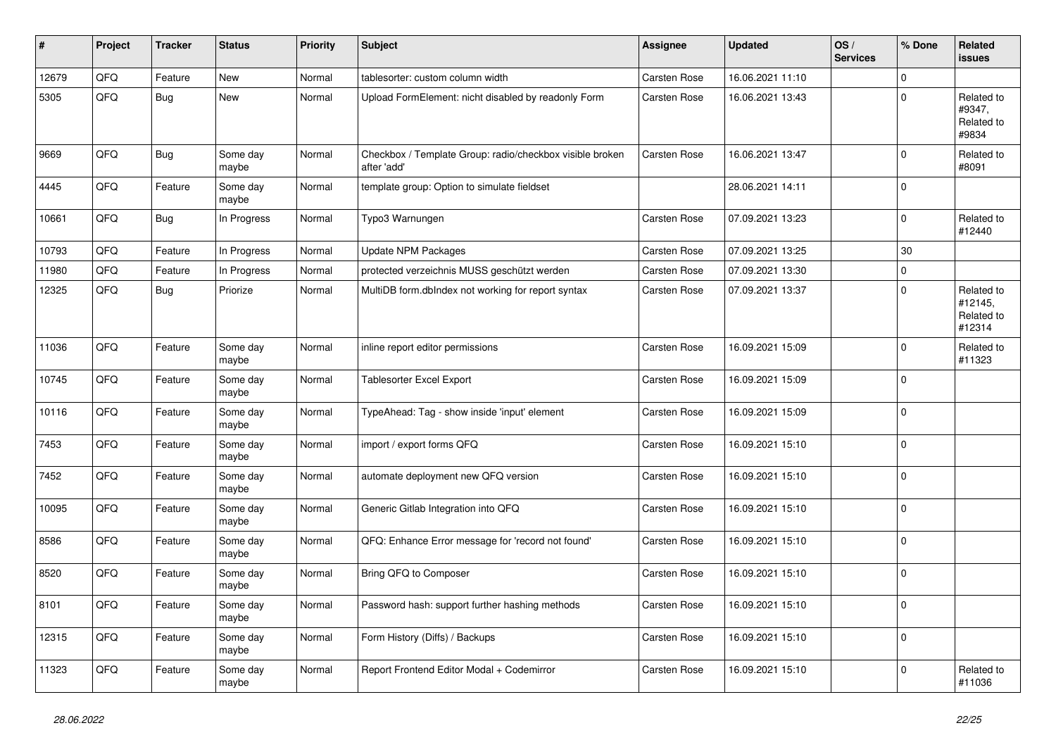| # | Project | Tracker | Status | Priority | Subject | Assignee | Updated | OS / Services | % Done | Related issues |
|---|---|---|---|---|---|---|---|---|---|---|
| 12679 | QFQ | Feature | New | Normal | tablesorter: custom column width | Carsten Rose | 16.06.2021 11:10 | | 0 | |
| 5305 | QFQ | Bug | New | Normal | Upload FormElement: nicht disabled by readonly Form | Carsten Rose | 16.06.2021 13:43 | | 0 | Related to #9347, Related to #9834 |
| 9669 | QFQ | Bug | Some day maybe | Normal | Checkbox / Template Group: radio/checkbox visible broken after 'add' | Carsten Rose | 16.06.2021 13:47 | | 0 | Related to #8091 |
| 4445 | QFQ | Feature | Some day maybe | Normal | template group: Option to simulate fieldset | | 28.06.2021 14:11 | | 0 | |
| 10661 | QFQ | Bug | In Progress | Normal | Typo3 Warnungen | Carsten Rose | 07.09.2021 13:23 | | 0 | Related to #12440 |
| 10793 | QFQ | Feature | In Progress | Normal | Update NPM Packages | Carsten Rose | 07.09.2021 13:25 | | 30 | |
| 11980 | QFQ | Feature | In Progress | Normal | protected verzeichnis MUSS geschützt werden | Carsten Rose | 07.09.2021 13:30 | | 0 | |
| 12325 | QFQ | Bug | Priorize | Normal | MultiDB form.dblndex not working for report syntax | Carsten Rose | 07.09.2021 13:37 | | 0 | Related to #12145, Related to #12314 |
| 11036 | QFQ | Feature | Some day maybe | Normal | inline report editor permissions | Carsten Rose | 16.09.2021 15:09 | | 0 | Related to #11323 |
| 10745 | QFQ | Feature | Some day maybe | Normal | Tablesorter Excel Export | Carsten Rose | 16.09.2021 15:09 | | 0 | |
| 10116 | QFQ | Feature | Some day maybe | Normal | TypeAhead: Tag - show inside 'input' element | Carsten Rose | 16.09.2021 15:09 | | 0 | |
| 7453 | QFQ | Feature | Some day maybe | Normal | import / export forms QFQ | Carsten Rose | 16.09.2021 15:10 | | 0 | |
| 7452 | QFQ | Feature | Some day maybe | Normal | automate deployment new QFQ version | Carsten Rose | 16.09.2021 15:10 | | 0 | |
| 10095 | QFQ | Feature | Some day maybe | Normal | Generic Gitlab Integration into QFQ | Carsten Rose | 16.09.2021 15:10 | | 0 | |
| 8586 | QFQ | Feature | Some day maybe | Normal | QFQ: Enhance Error message for 'record not found' | Carsten Rose | 16.09.2021 15:10 | | 0 | |
| 8520 | QFQ | Feature | Some day maybe | Normal | Bring QFQ to Composer | Carsten Rose | 16.09.2021 15:10 | | 0 | |
| 8101 | QFQ | Feature | Some day maybe | Normal | Password hash: support further hashing methods | Carsten Rose | 16.09.2021 15:10 | | 0 | |
| 12315 | QFQ | Feature | Some day maybe | Normal | Form History (Diffs) / Backups | Carsten Rose | 16.09.2021 15:10 | | 0 | |
| 11323 | QFQ | Feature | Some day maybe | Normal | Report Frontend Editor Modal + Codemirror | Carsten Rose | 16.09.2021 15:10 | | 0 | Related to #11036 |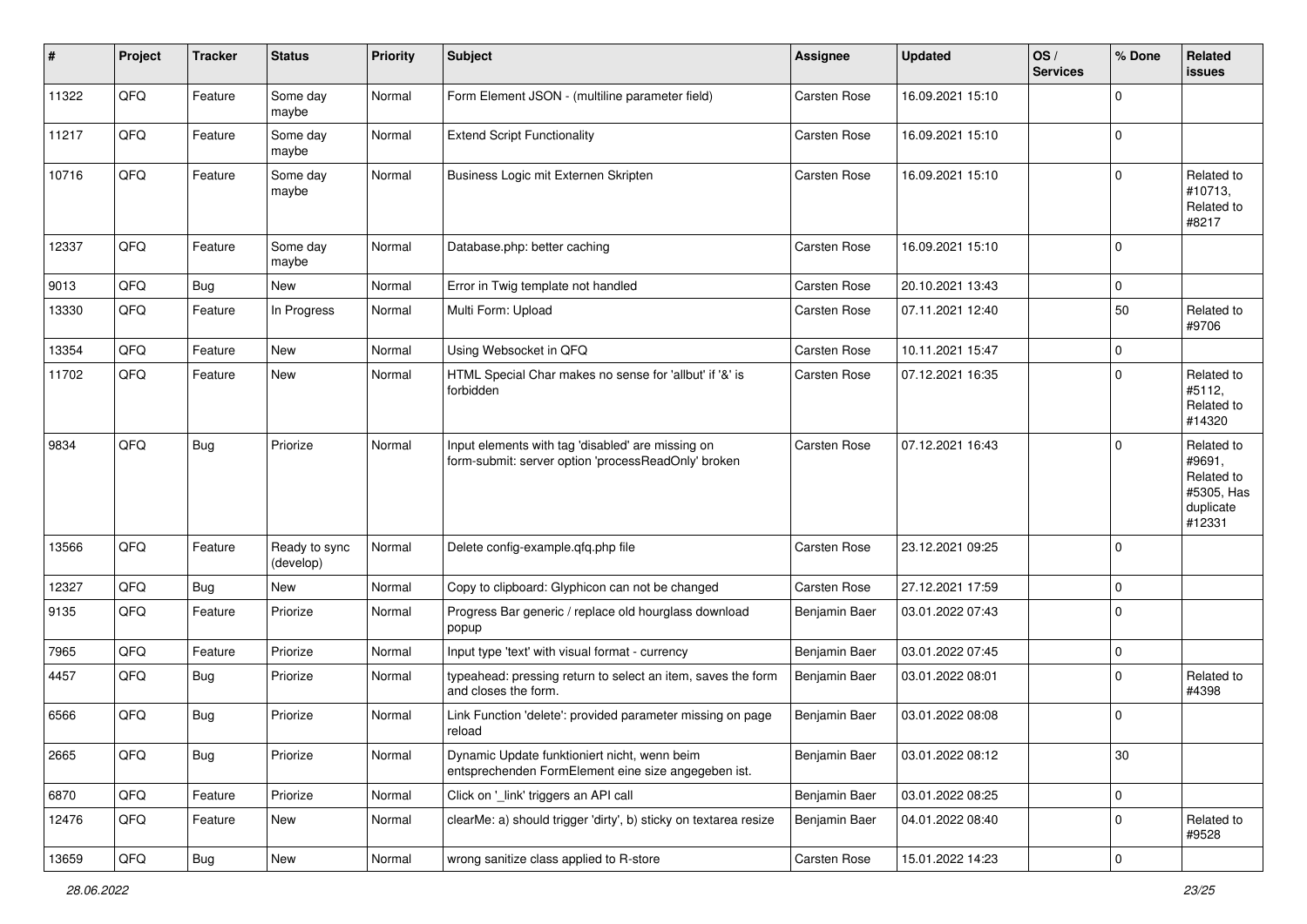| # | Project | Tracker | Status | Priority | Subject | Assignee | Updated | OS / Services | % Done | Related issues |
|---|---|---|---|---|---|---|---|---|---|---|
| 11322 | QFQ | Feature | Some day maybe | Normal | Form Element JSON - (multiline parameter field) | Carsten Rose | 16.09.2021 15:10 | | 0 | |
| 11217 | QFQ | Feature | Some day maybe | Normal | Extend Script Functionality | Carsten Rose | 16.09.2021 15:10 | | 0 | |
| 10716 | QFQ | Feature | Some day maybe | Normal | Business Logic mit Externen Skripten | Carsten Rose | 16.09.2021 15:10 | | 0 | Related to #10713, Related to #8217 |
| 12337 | QFQ | Feature | Some day maybe | Normal | Database.php: better caching | Carsten Rose | 16.09.2021 15:10 | | 0 | |
| 9013 | QFQ | Bug | New | Normal | Error in Twig template not handled | Carsten Rose | 20.10.2021 13:43 | | 0 | |
| 13330 | QFQ | Feature | In Progress | Normal | Multi Form: Upload | Carsten Rose | 07.11.2021 12:40 | | 50 | Related to #9706 |
| 13354 | QFQ | Feature | New | Normal | Using Websocket in QFQ | Carsten Rose | 10.11.2021 15:47 | | 0 | |
| 11702 | QFQ | Feature | New | Normal | HTML Special Char makes no sense for 'allbut' if '&' is forbidden | Carsten Rose | 07.12.2021 16:35 | | 0 | Related to #5112, Related to #14320 |
| 9834 | QFQ | Bug | Priorize | Normal | Input elements with tag 'disabled' are missing on form-submit: server option 'processReadOnly' broken | Carsten Rose | 07.12.2021 16:43 | | 0 | Related to #9691, Related to #5305, Has duplicate #12331 |
| 13566 | QFQ | Feature | Ready to sync (develop) | Normal | Delete config-example.qfq.php file | Carsten Rose | 23.12.2021 09:25 | | 0 | |
| 12327 | QFQ | Bug | New | Normal | Copy to clipboard: Glyphicon can not be changed | Carsten Rose | 27.12.2021 17:59 | | 0 | |
| 9135 | QFQ | Feature | Priorize | Normal | Progress Bar generic / replace old hourglass download popup | Benjamin Baer | 03.01.2022 07:43 | | 0 | |
| 7965 | QFQ | Feature | Priorize | Normal | Input type 'text' with visual format - currency | Benjamin Baer | 03.01.2022 07:45 | | 0 | |
| 4457 | QFQ | Bug | Priorize | Normal | typeahead: pressing return to select an item, saves the form and closes the form. | Benjamin Baer | 03.01.2022 08:01 | | 0 | Related to #4398 |
| 6566 | QFQ | Bug | Priorize | Normal | Link Function 'delete': provided parameter missing on page reload | Benjamin Baer | 03.01.2022 08:08 | | 0 | |
| 2665 | QFQ | Bug | Priorize | Normal | Dynamic Update funktioniert nicht, wenn beim entsprechenden FormElement eine size angegeben ist. | Benjamin Baer | 03.01.2022 08:12 | | 30 | |
| 6870 | QFQ | Feature | Priorize | Normal | Click on '_link' triggers an API call | Benjamin Baer | 03.01.2022 08:25 | | 0 | |
| 12476 | QFQ | Feature | New | Normal | clearMe: a) should trigger 'dirty', b) sticky on textarea resize | Benjamin Baer | 04.01.2022 08:40 | | 0 | Related to #9528 |
| 13659 | QFQ | Bug | New | Normal | wrong sanitize class applied to R-store | Carsten Rose | 15.01.2022 14:23 | | 0 | |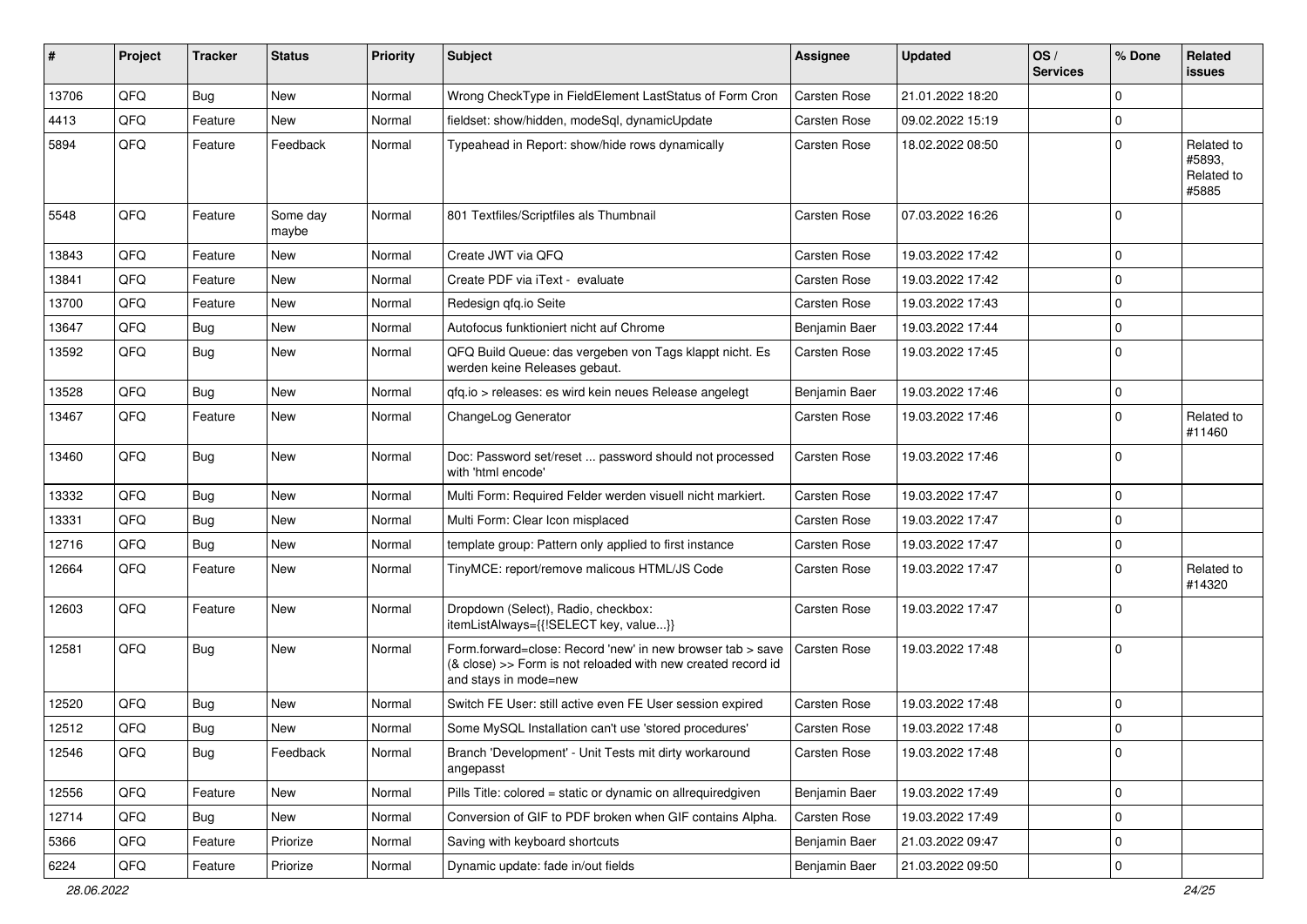| # | Project | Tracker | Status | Priority | Subject | Assignee | Updated | OS / Services | % Done | Related issues |
|---|---|---|---|---|---|---|---|---|---|---|
| 13706 | QFQ | Bug | New | Normal | Wrong CheckType in FieldElement LastStatus of Form Cron | Carsten Rose | 21.01.2022 18:20 | | 0 | |
| 4413 | QFQ | Feature | New | Normal | fieldset: show/hidden, modeSql, dynamicUpdate | Carsten Rose | 09.02.2022 15:19 | | 0 | |
| 5894 | QFQ | Feature | Feedback | Normal | Typeahead in Report: show/hide rows dynamically | Carsten Rose | 18.02.2022 08:50 | | 0 | Related to #5893, Related to #5885 |
| 5548 | QFQ | Feature | Some day maybe | Normal | 801 Textfiles/Scriptfiles als Thumbnail | Carsten Rose | 07.03.2022 16:26 | | 0 | |
| 13843 | QFQ | Feature | New | Normal | Create JWT via QFQ | Carsten Rose | 19.03.2022 17:42 | | 0 | |
| 13841 | QFQ | Feature | New | Normal | Create PDF via iText - evaluate | Carsten Rose | 19.03.2022 17:42 | | 0 | |
| 13700 | QFQ | Feature | New | Normal | Redesign qfq.io Seite | Carsten Rose | 19.03.2022 17:43 | | 0 | |
| 13647 | QFQ | Bug | New | Normal | Autofocus funktioniert nicht auf Chrome | Benjamin Baer | 19.03.2022 17:44 | | 0 | |
| 13592 | QFQ | Bug | New | Normal | QFQ Build Queue: das vergeben von Tags klappt nicht. Es werden keine Releases gebaut. | Carsten Rose | 19.03.2022 17:45 | | 0 | |
| 13528 | QFQ | Bug | New | Normal | qfq.io > releases: es wird kein neues Release angelegt | Benjamin Baer | 19.03.2022 17:46 | | 0 | |
| 13467 | QFQ | Feature | New | Normal | ChangeLog Generator | Carsten Rose | 19.03.2022 17:46 | | 0 | Related to #11460 |
| 13460 | QFQ | Bug | New | Normal | Doc: Password set/reset ... password should not processed with 'html encode' | Carsten Rose | 19.03.2022 17:46 | | 0 | |
| 13332 | QFQ | Bug | New | Normal | Multi Form: Required Felder werden visuell nicht markiert. | Carsten Rose | 19.03.2022 17:47 | | 0 | |
| 13331 | QFQ | Bug | New | Normal | Multi Form: Clear Icon misplaced | Carsten Rose | 19.03.2022 17:47 | | 0 | |
| 12716 | QFQ | Bug | New | Normal | template group: Pattern only applied to first instance | Carsten Rose | 19.03.2022 17:47 | | 0 | |
| 12664 | QFQ | Feature | New | Normal | TinyMCE: report/remove malicous HTML/JS Code | Carsten Rose | 19.03.2022 17:47 | | 0 | Related to #14320 |
| 12603 | QFQ | Feature | New | Normal | Dropdown (Select), Radio, checkbox: itemListAlways={{!SELECT key, value...}} | Carsten Rose | 19.03.2022 17:47 | | 0 | |
| 12581 | QFQ | Bug | New | Normal | Form.forward=close: Record 'new' in new browser tab > save (& close) >> Form is not reloaded with new created record id and stays in mode=new | Carsten Rose | 19.03.2022 17:48 | | 0 | |
| 12520 | QFQ | Bug | New | Normal | Switch FE User: still active even FE User session expired | Carsten Rose | 19.03.2022 17:48 | | 0 | |
| 12512 | QFQ | Bug | New | Normal | Some MySQL Installation can't use 'stored procedures' | Carsten Rose | 19.03.2022 17:48 | | 0 | |
| 12546 | QFQ | Bug | Feedback | Normal | Branch 'Development' - Unit Tests mit dirty workaround angepasst | Carsten Rose | 19.03.2022 17:48 | | 0 | |
| 12556 | QFQ | Feature | New | Normal | Pills Title: colored = static or dynamic on allrequiredgiven | Benjamin Baer | 19.03.2022 17:49 | | 0 | |
| 12714 | QFQ | Bug | New | Normal | Conversion of GIF to PDF broken when GIF contains Alpha. | Carsten Rose | 19.03.2022 17:49 | | 0 | |
| 5366 | QFQ | Feature | Priorize | Normal | Saving with keyboard shortcuts | Benjamin Baer | 21.03.2022 09:47 | | 0 | |
| 6224 | QFQ | Feature | Priorize | Normal | Dynamic update: fade in/out fields | Benjamin Baer | 21.03.2022 09:50 | | 0 | |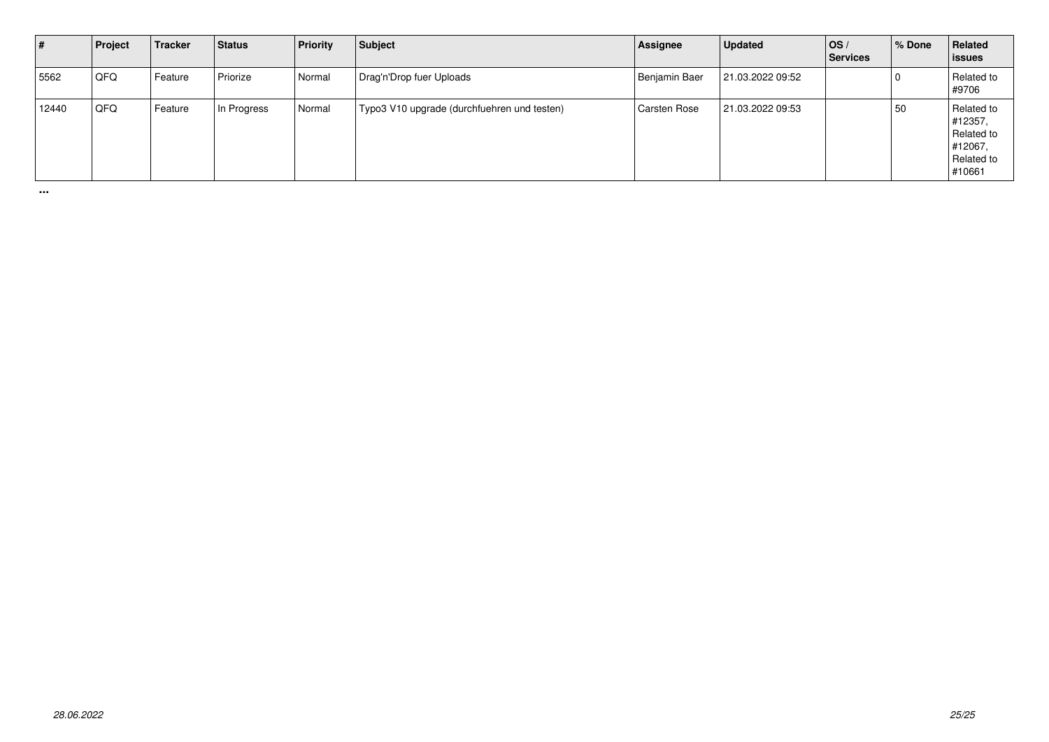| # | Project | Tracker | Status | Priority | Subject | Assignee | Updated | OS / Services | % Done | Related issues |
|---|---|---|---|---|---|---|---|---|---|---|
| 5562 | QFQ | Feature | Priorize | Normal | Drag'n'Drop fuer Uploads | Benjamin Baer | 21.03.2022 09:52 | | 0 | Related to #9706 |
| 12440 | QFQ | Feature | In Progress | Normal | Typo3 V10 upgrade (durchfuehren und testen) | Carsten Rose | 21.03.2022 09:53 | | 50 | Related to #12357, Related to #12067, Related to #10661 |

**...**